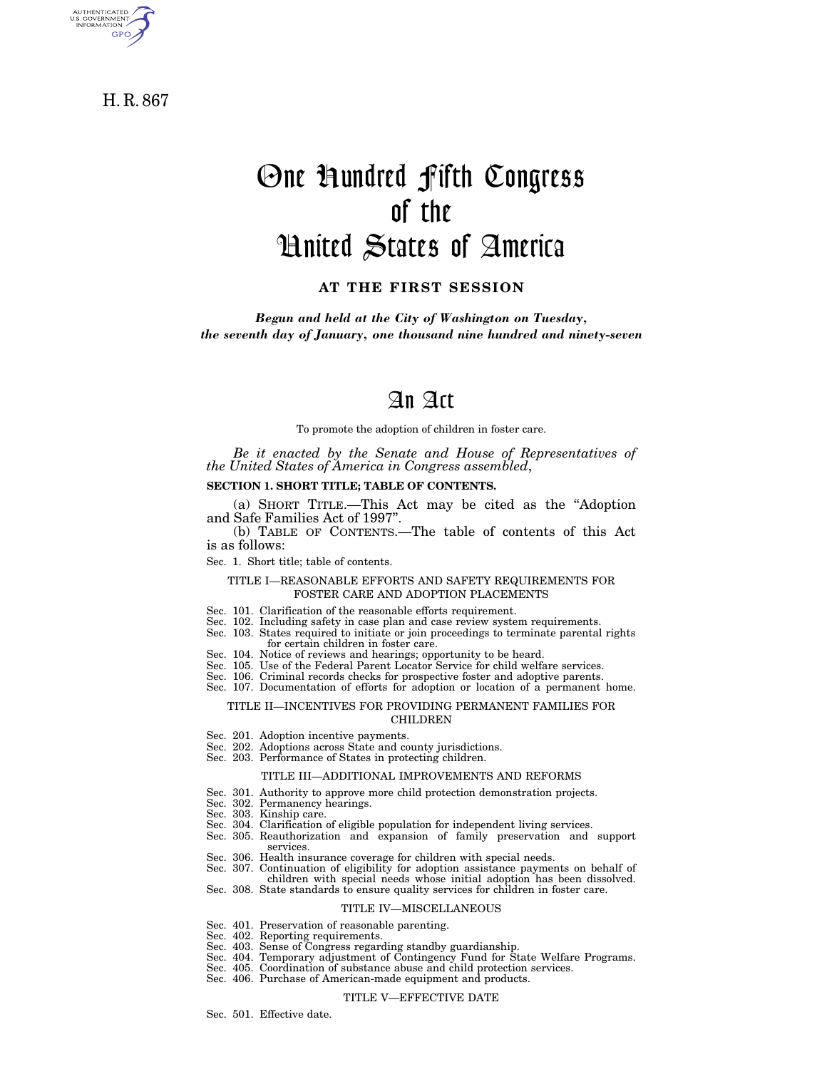H. R. 867

# One Hundred Fifth Congress of the United States of America

## AT THE FIRST SESSION

*Begun and held at the City of Washington on Tuesday, the seventh day of January, one thousand nine hundred and ninety-seven*

# An Act

To promote the adoption of children in foster care.

*Be it enacted by the Senate and House of Representatives of the United States of America in Congress assembled*,

**SECTION 1. SHORT TITLE; TABLE OF CONTENTS.**

(a) SHORT TITLE.—This Act may be cited as the "Adoption and Safe Families Act of 1997".

(b) TABLE OF CONTENTS.—The table of contents of this Act is as follows:

Sec. 1. Short title; table of contents.

TITLE I—REASONABLE EFFORTS AND SAFETY REQUIREMENTS FOR FOSTER CARE AND ADOPTION PLACEMENTS

Sec. 101. Clarification of the reasonable efforts requirement.
Sec. 102. Including safety in case plan and case review system requirements.
Sec. 103. States required to initiate or join proceedings to terminate parental rights for certain children in foster care.
Sec. 104. Notice of reviews and hearings; opportunity to be heard.
Sec. 105. Use of the Federal Parent Locator Service for child welfare services.
Sec. 106. Criminal records checks for prospective foster and adoptive parents.
Sec. 107. Documentation of efforts for adoption or location of a permanent home.

TITLE II—INCENTIVES FOR PROVIDING PERMANENT FAMILIES FOR CHILDREN

Sec. 201. Adoption incentive payments.
Sec. 202. Adoptions across State and county jurisdictions.
Sec. 203. Performance of States in protecting children.

TITLE III—ADDITIONAL IMPROVEMENTS AND REFORMS

Sec. 301. Authority to approve more child protection demonstration projects.
Sec. 302. Permanency hearings.
Sec. 303. Kinship care.
Sec. 304. Clarification of eligible population for independent living services.
Sec. 305. Reauthorization and expansion of family preservation and support services.
Sec. 306. Health insurance coverage for children with special needs.
Sec. 307. Continuation of eligibility for adoption assistance payments on behalf of children with special needs whose initial adoption has been dissolved.
Sec. 308. State standards to ensure quality services for children in foster care.

TITLE IV—MISCELLANEOUS

Sec. 401. Preservation of reasonable parenting.
Sec. 402. Reporting requirements.
Sec. 403. Sense of Congress regarding standby guardianship.
Sec. 404. Temporary adjustment of Contingency Fund for State Welfare Programs.
Sec. 405. Coordination of substance abuse and child protection services.
Sec. 406. Purchase of American-made equipment and products.

TITLE V—EFFECTIVE DATE

Sec. 501. Effective date.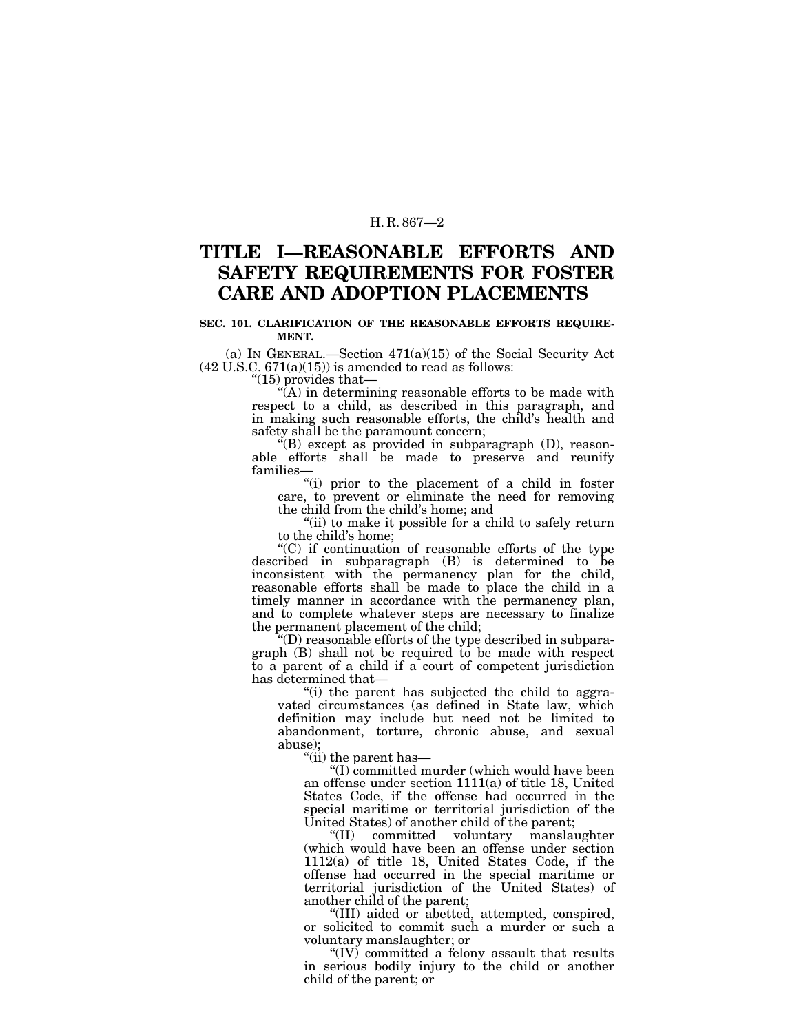# TITLE I—REASONABLE EFFORTS AND SAFETY REQUIREMENTS FOR FOSTER CARE AND ADOPTION PLACEMENTS

**SEC. 101. CLARIFICATION OF THE REASONABLE EFFORTS REQUIREMENT.**

(a) IN GENERAL.—Section 471(a)(15) of the Social Security Act (42 U.S.C. 671(a)(15)) is amended to read as follows:

"(15) provides that—

"(A) in determining reasonable efforts to be made with respect to a child, as described in this paragraph, and in making such reasonable efforts, the child's health and safety shall be the paramount concern;

"(B) except as provided in subparagraph (D), reasonable efforts shall be made to preserve and reunify families—

"(i) prior to the placement of a child in foster care, to prevent or eliminate the need for removing the child from the child's home; and

"(ii) to make it possible for a child to safely return to the child's home;

"(C) if continuation of reasonable efforts of the type described in subparagraph (B) is determined to be inconsistent with the permanency plan for the child, reasonable efforts shall be made to place the child in a timely manner in accordance with the permanency plan, and to complete whatever steps are necessary to finalize the permanent placement of the child;

"(D) reasonable efforts of the type described in subparagraph (B) shall not be required to be made with respect to a parent of a child if a court of competent jurisdiction has determined that—

"(i) the parent has subjected the child to aggravated circumstances (as defined in State law, which definition may include but need not be limited to abandonment, torture, chronic abuse, and sexual abuse);

"(ii) the parent has—

"(I) committed murder (which would have been an offense under section 1111(a) of title 18, United States Code, if the offense had occurred in the special maritime or territorial jurisdiction of the United States) of another child of the parent;

"(II) committed voluntary manslaughter (which would have been an offense under section 1112(a) of title 18, United States Code, if the offense had occurred in the special maritime or territorial jurisdiction of the United States) of another child of the parent;

"(III) aided or abetted, attempted, conspired, or solicited to commit such a murder or such a voluntary manslaughter; or

"(IV) committed a felony assault that results in serious bodily injury to the child or another child of the parent; or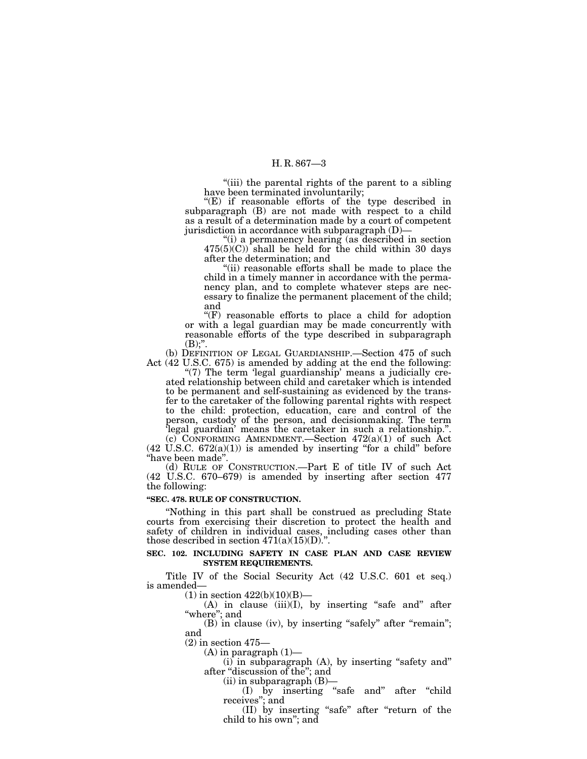"(iii) the parental rights of the parent to a sibling have been terminated involuntarily;

"(E) if reasonable efforts of the type described in subparagraph (B) are not made with respect to a child as a result of a determination made by a court of competent jurisdiction in accordance with subparagraph (D)—

"(i) a permanency hearing (as described in section 475(5)(C)) shall be held for the child within 30 days after the determination; and

"(ii) reasonable efforts shall be made to place the child in a timely manner in accordance with the permanency plan, and to complete whatever steps are necessary to finalize the permanent placement of the child; and

"(F) reasonable efforts to place a child for adoption or with a legal guardian may be made concurrently with reasonable efforts of the type described in subparagraph (B);".

(b) DEFINITION OF LEGAL GUARDIANSHIP.—Section 475 of such Act (42 U.S.C. 675) is amended by adding at the end the following:

"(7) The term 'legal guardianship' means a judicially created relationship between child and caretaker which is intended to be permanent and self-sustaining as evidenced by the transfer to the caretaker of the following parental rights with respect to the child: protection, education, care and control of the person, custody of the person, and decisionmaking. The term 'legal guardian' means the caretaker in such a relationship.".

(c) CONFORMING AMENDMENT.—Section 472(a)(1) of such Act (42 U.S.C. 672(a)(1)) is amended by inserting "for a child" before "have been made".

(d) RULE OF CONSTRUCTION.—Part E of title IV of such Act (42 U.S.C. 670–679) is amended by inserting after section 477 the following:

**"SEC. 478. RULE OF CONSTRUCTION.**

"Nothing in this part shall be construed as precluding State courts from exercising their discretion to protect the health and safety of children in individual cases, including cases other than those described in section 471(a)(15)(D).".

**SEC. 102. INCLUDING SAFETY IN CASE PLAN AND CASE REVIEW SYSTEM REQUIREMENTS.**

Title IV of the Social Security Act (42 U.S.C. 601 et seq.) is amended—

(1) in section 422(b)(10)(B)—

(A) in clause (iii)(I), by inserting "safe and" after "where"; and

(B) in clause (iv), by inserting "safely" after "remain"; and

(2) in section 475—

(A) in paragraph (1)—

(i) in subparagraph (A), by inserting "safety and" after "discussion of the"; and

(ii) in subparagraph (B)—

(I) by inserting "safe and" after "child receives"; and

(II) by inserting "safe" after "return of the child to his own"; and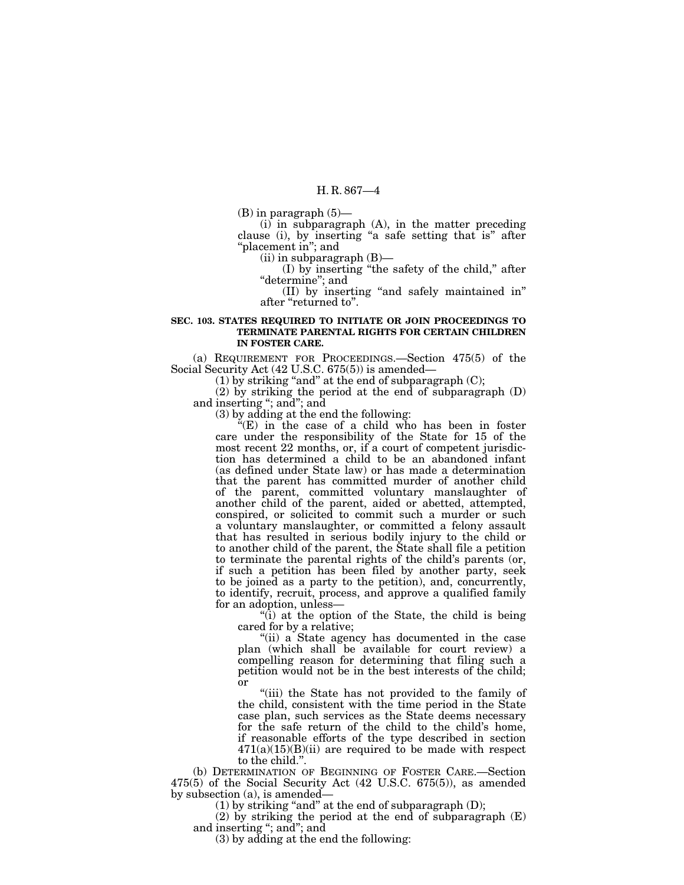(B) in paragraph (5)—

(i) in subparagraph (A), in the matter preceding clause (i), by inserting "a safe setting that is" after "placement in"; and

(ii) in subparagraph (B)—

(I) by inserting "the safety of the child," after "determine"; and

(II) by inserting "and safely maintained in" after "returned to".

**SEC. 103. STATES REQUIRED TO INITIATE OR JOIN PROCEEDINGS TO TERMINATE PARENTAL RIGHTS FOR CERTAIN CHILDREN IN FOSTER CARE.**

(a) REQUIREMENT FOR PROCEEDINGS.—Section 475(5) of the Social Security Act (42 U.S.C. 675(5)) is amended—

(1) by striking "and" at the end of subparagraph (C);

(2) by striking the period at the end of subparagraph (D) and inserting "; and"; and

(3) by adding at the end the following:

"(E) in the case of a child who has been in foster care under the responsibility of the State for 15 of the most recent 22 months, or, if a court of competent jurisdiction has determined a child to be an abandoned infant (as defined under State law) or has made a determination that the parent has committed murder of another child of the parent, committed voluntary manslaughter of another child of the parent, aided or abetted, attempted, conspired, or solicited to commit such a murder or such a voluntary manslaughter, or committed a felony assault that has resulted in serious bodily injury to the child or to another child of the parent, the State shall file a petition to terminate the parental rights of the child's parents (or, if such a petition has been filed by another party, seek to be joined as a party to the petition), and, concurrently, to identify, recruit, process, and approve a qualified family for an adoption, unless—

"(i) at the option of the State, the child is being cared for by a relative;

"(ii) a State agency has documented in the case plan (which shall be available for court review) a compelling reason for determining that filing such a petition would not be in the best interests of the child; or

"(iii) the State has not provided to the family of the child, consistent with the time period in the State case plan, such services as the State deems necessary for the safe return of the child to the child's home, if reasonable efforts of the type described in section 471(a)(15)(B)(ii) are required to be made with respect to the child.".

(b) DETERMINATION OF BEGINNING OF FOSTER CARE.—Section 475(5) of the Social Security Act (42 U.S.C. 675(5)), as amended by subsection (a), is amended—

(1) by striking "and" at the end of subparagraph (D);

(2) by striking the period at the end of subparagraph (E) and inserting "; and"; and

(3) by adding at the end the following: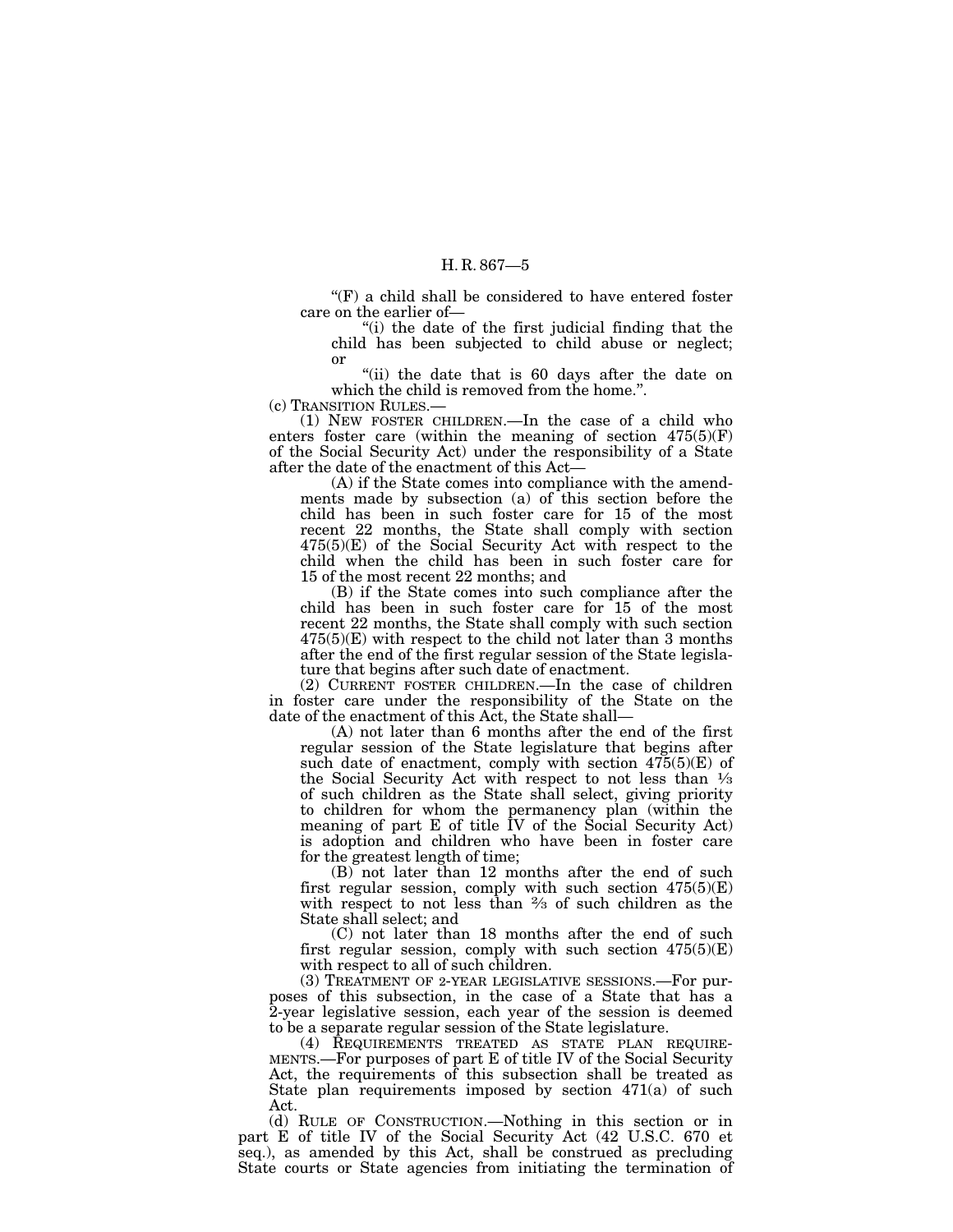"(F) a child shall be considered to have entered foster care on the earlier of—

"(i) the date of the first judicial finding that the child has been subjected to child abuse or neglect; or

"(ii) the date that is 60 days after the date on which the child is removed from the home.".

(c) TRANSITION RULES.—

(1) NEW FOSTER CHILDREN.—In the case of a child who enters foster care (within the meaning of section 475(5)(F) of the Social Security Act) under the responsibility of a State after the date of the enactment of this Act—

(A) if the State comes into compliance with the amendments made by subsection (a) of this section before the child has been in such foster care for 15 of the most recent 22 months, the State shall comply with section 475(5)(E) of the Social Security Act with respect to the child when the child has been in such foster care for 15 of the most recent 22 months; and

(B) if the State comes into such compliance after the child has been in such foster care for 15 of the most recent 22 months, the State shall comply with such section 475(5)(E) with respect to the child not later than 3 months after the end of the first regular session of the State legislature that begins after such date of enactment.

(2) CURRENT FOSTER CHILDREN.—In the case of children in foster care under the responsibility of the State on the date of the enactment of this Act, the State shall—

(A) not later than 6 months after the end of the first regular session of the State legislature that begins after such date of enactment, comply with section 475(5)(E) of the Social Security Act with respect to not less than ⅓ of such children as the State shall select, giving priority to children for whom the permanency plan (within the meaning of part E of title IV of the Social Security Act) is adoption and children who have been in foster care for the greatest length of time;

(B) not later than 12 months after the end of such first regular session, comply with such section 475(5)(E) with respect to not less than ⅔ of such children as the State shall select; and

(C) not later than 18 months after the end of such first regular session, comply with such section 475(5)(E) with respect to all of such children.

(3) TREATMENT OF 2-YEAR LEGISLATIVE SESSIONS.—For purposes of this subsection, in the case of a State that has a 2-year legislative session, each year of the session is deemed to be a separate regular session of the State legislature.

(4) REQUIREMENTS TREATED AS STATE PLAN REQUIREMENTS.—For purposes of part E of title IV of the Social Security Act, the requirements of this subsection shall be treated as State plan requirements imposed by section 471(a) of such Act.

(d) RULE OF CONSTRUCTION.—Nothing in this section or in part E of title IV of the Social Security Act (42 U.S.C. 670 et seq.), as amended by this Act, shall be construed as precluding State courts or State agencies from initiating the termination of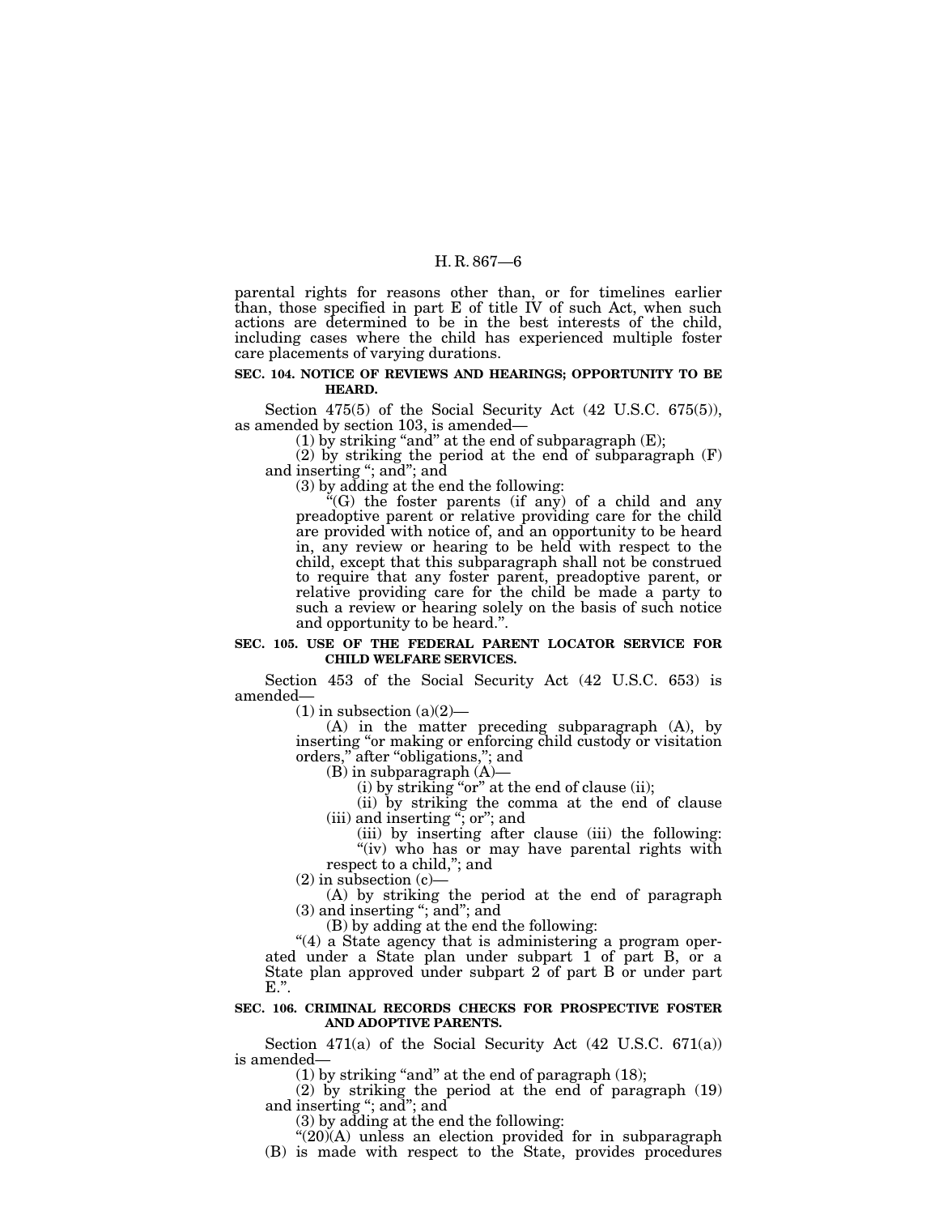parental rights for reasons other than, or for timelines earlier than, those specified in part E of title IV of such Act, when such actions are determined to be in the best interests of the child, including cases where the child has experienced multiple foster care placements of varying durations.

**SEC. 104. NOTICE OF REVIEWS AND HEARINGS; OPPORTUNITY TO BE HEARD.**

Section 475(5) of the Social Security Act (42 U.S.C. 675(5)), as amended by section 103, is amended—

(1) by striking "and" at the end of subparagraph (E);

(2) by striking the period at the end of subparagraph (F) and inserting "; and"; and

(3) by adding at the end the following:

"(G) the foster parents (if any) of a child and any preadoptive parent or relative providing care for the child are provided with notice of, and an opportunity to be heard in, any review or hearing to be held with respect to the child, except that this subparagraph shall not be construed to require that any foster parent, preadoptive parent, or relative providing care for the child be made a party to such a review or hearing solely on the basis of such notice and opportunity to be heard.".

**SEC. 105. USE OF THE FEDERAL PARENT LOCATOR SERVICE FOR CHILD WELFARE SERVICES.**

Section 453 of the Social Security Act (42 U.S.C. 653) is amended—

(1) in subsection (a)(2)—

(A) in the matter preceding subparagraph (A), by inserting "or making or enforcing child custody or visitation orders," after "obligations,"; and

(B) in subparagraph (A)—

(i) by striking "or" at the end of clause (ii);

(ii) by striking the comma at the end of clause (iii) and inserting "; or"; and

(iii) by inserting after clause (iii) the following:

"(iv) who has or may have parental rights with respect to a child,"; and

(2) in subsection (c)—

(A) by striking the period at the end of paragraph (3) and inserting "; and"; and

(B) by adding at the end the following:

"(4) a State agency that is administering a program operated under a State plan under subpart 1 of part B, or a State plan approved under subpart 2 of part B or under part E.".

**SEC. 106. CRIMINAL RECORDS CHECKS FOR PROSPECTIVE FOSTER AND ADOPTIVE PARENTS.**

Section 471(a) of the Social Security Act (42 U.S.C. 671(a)) is amended—

(1) by striking "and" at the end of paragraph (18);

(2) by striking the period at the end of paragraph (19) and inserting "; and"; and

(3) by adding at the end the following:

"(20)(A) unless an election provided for in subparagraph (B) is made with respect to the State, provides procedures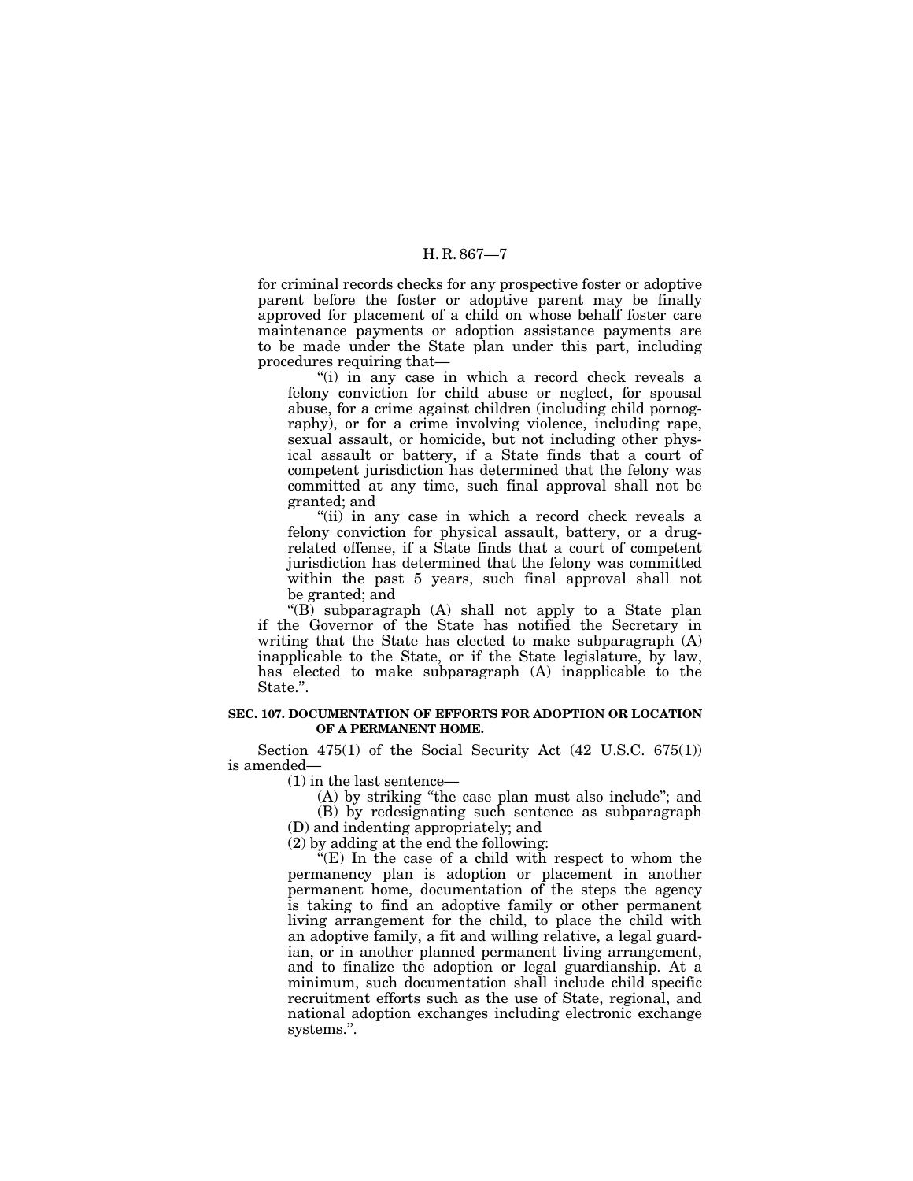for criminal records checks for any prospective foster or adoptive parent before the foster or adoptive parent may be finally approved for placement of a child on whose behalf foster care maintenance payments or adoption assistance payments are to be made under the State plan under this part, including procedures requiring that—

"(i) in any case in which a record check reveals a felony conviction for child abuse or neglect, for spousal abuse, for a crime against children (including child pornography), or for a crime involving violence, including rape, sexual assault, or homicide, but not including other physical assault or battery, if a State finds that a court of competent jurisdiction has determined that the felony was committed at any time, such final approval shall not be granted; and

"(ii) in any case in which a record check reveals a felony conviction for physical assault, battery, or a drug-related offense, if a State finds that a court of competent jurisdiction has determined that the felony was committed within the past 5 years, such final approval shall not be granted; and

"(B) subparagraph (A) shall not apply to a State plan if the Governor of the State has notified the Secretary in writing that the State has elected to make subparagraph (A) inapplicable to the State, or if the State legislature, by law, has elected to make subparagraph (A) inapplicable to the State.".

**SEC. 107. DOCUMENTATION OF EFFORTS FOR ADOPTION OR LOCATION OF A PERMANENT HOME.**

Section 475(1) of the Social Security Act (42 U.S.C. 675(1)) is amended—

(1) in the last sentence—

(A) by striking "the case plan must also include"; and

(B) by redesignating such sentence as subparagraph (D) and indenting appropriately; and

(2) by adding at the end the following:

"(E) In the case of a child with respect to whom the permanency plan is adoption or placement in another permanent home, documentation of the steps the agency is taking to find an adoptive family or other permanent living arrangement for the child, to place the child with an adoptive family, a fit and willing relative, a legal guardian, or in another planned permanent living arrangement, and to finalize the adoption or legal guardianship. At a minimum, such documentation shall include child specific recruitment efforts such as the use of State, regional, and national adoption exchanges including electronic exchange systems.".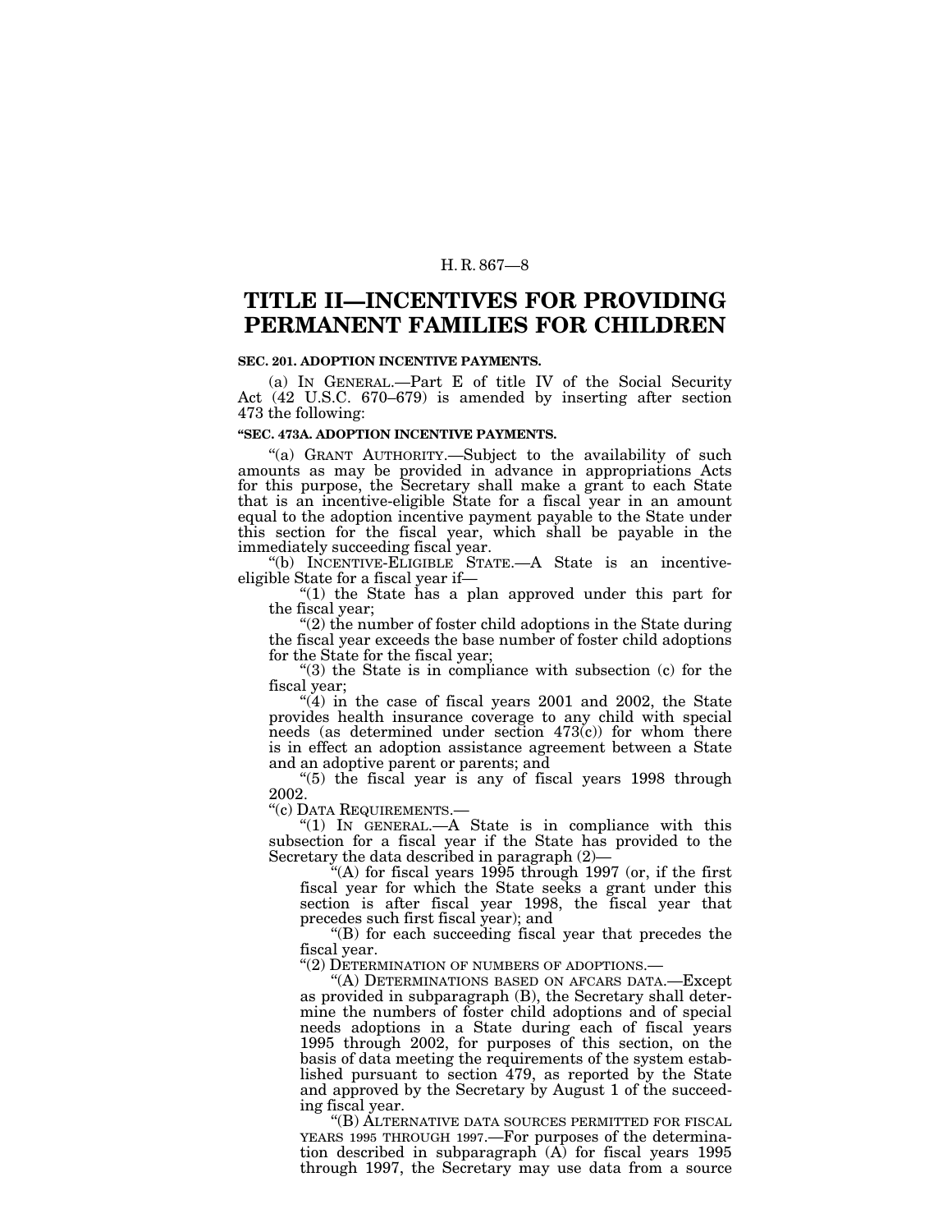# TITLE II—INCENTIVES FOR PROVIDING PERMANENT FAMILIES FOR CHILDREN

**SEC. 201. ADOPTION INCENTIVE PAYMENTS.**

(a) IN GENERAL.—Part E of title IV of the Social Security Act (42 U.S.C. 670–679) is amended by inserting after section 473 the following:

**"SEC. 473A. ADOPTION INCENTIVE PAYMENTS.**

"(a) GRANT AUTHORITY.—Subject to the availability of such amounts as may be provided in advance in appropriations Acts for this purpose, the Secretary shall make a grant to each State that is an incentive-eligible State for a fiscal year in an amount equal to the adoption incentive payment payable to the State under this section for the fiscal year, which shall be payable in the immediately succeeding fiscal year.

"(b) INCENTIVE-ELIGIBLE STATE.—A State is an incentive-eligible State for a fiscal year if—

"(1) the State has a plan approved under this part for the fiscal year;

"(2) the number of foster child adoptions in the State during the fiscal year exceeds the base number of foster child adoptions for the State for the fiscal year;

"(3) the State is in compliance with subsection (c) for the fiscal year;

"(4) in the case of fiscal years 2001 and 2002, the State provides health insurance coverage to any child with special needs (as determined under section 473(c)) for whom there is in effect an adoption assistance agreement between a State and an adoptive parent or parents; and

"(5) the fiscal year is any of fiscal years 1998 through 2002.

"(c) DATA REQUIREMENTS.—

"(1) IN GENERAL.—A State is in compliance with this subsection for a fiscal year if the State has provided to the Secretary the data described in paragraph (2)—

"(A) for fiscal years 1995 through 1997 (or, if the first fiscal year for which the State seeks a grant under this section is after fiscal year 1998, the fiscal year that precedes such first fiscal year); and

"(B) for each succeeding fiscal year that precedes the fiscal year.

"(2) DETERMINATION OF NUMBERS OF ADOPTIONS.—

"(A) DETERMINATIONS BASED ON AFCARS DATA.—Except as provided in subparagraph (B), the Secretary shall determine the numbers of foster child adoptions and of special needs adoptions in a State during each of fiscal years 1995 through 2002, for purposes of this section, on the basis of data meeting the requirements of the system established pursuant to section 479, as reported by the State and approved by the Secretary by August 1 of the succeeding fiscal year.

"(B) ALTERNATIVE DATA SOURCES PERMITTED FOR FISCAL YEARS 1995 THROUGH 1997.—For purposes of the determination described in subparagraph (A) for fiscal years 1995 through 1997, the Secretary may use data from a source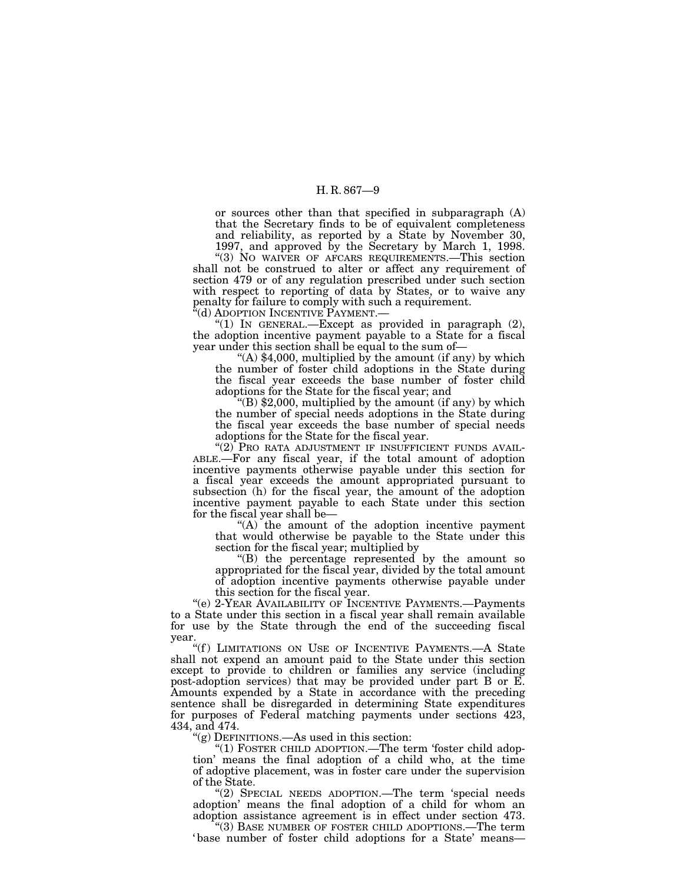or sources other than that specified in subparagraph (A) that the Secretary finds to be of equivalent completeness and reliability, as reported by a State by November 30, 1997, and approved by the Secretary by March 1, 1998.

"(3) NO WAIVER OF AFCARS REQUIREMENTS.—This section shall not be construed to alter or affect any requirement of section 479 or of any regulation prescribed under such section with respect to reporting of data by States, or to waive any penalty for failure to comply with such a requirement.

"(d) ADOPTION INCENTIVE PAYMENT.—

"(1) IN GENERAL.—Except as provided in paragraph (2), the adoption incentive payment payable to a State for a fiscal year under this section shall be equal to the sum of—

"(A) $4,000, multiplied by the amount (if any) by which the number of foster child adoptions in the State during the fiscal year exceeds the base number of foster child adoptions for the State for the fiscal year; and

"(B) $2,000, multiplied by the amount (if any) by which the number of special needs adoptions in the State during the fiscal year exceeds the base number of special needs adoptions for the State for the fiscal year.

"(2) PRO RATA ADJUSTMENT IF INSUFFICIENT FUNDS AVAILABLE.—For any fiscal year, if the total amount of adoption incentive payments otherwise payable under this section for a fiscal year exceeds the amount appropriated pursuant to subsection (h) for the fiscal year, the amount of the adoption incentive payment payable to each State under this section for the fiscal year shall be—

"(A) the amount of the adoption incentive payment that would otherwise be payable to the State under this section for the fiscal year; multiplied by

"(B) the percentage represented by the amount so appropriated for the fiscal year, divided by the total amount of adoption incentive payments otherwise payable under this section for the fiscal year.

"(e) 2-YEAR AVAILABILITY OF INCENTIVE PAYMENTS.—Payments to a State under this section in a fiscal year shall remain available for use by the State through the end of the succeeding fiscal year.

"(f) LIMITATIONS ON USE OF INCENTIVE PAYMENTS.—A State shall not expend an amount paid to the State under this section except to provide to children or families any service (including post-adoption services) that may be provided under part B or E. Amounts expended by a State in accordance with the preceding sentence shall be disregarded in determining State expenditures for purposes of Federal matching payments under sections 423, 434, and 474.

"(g) DEFINITIONS.—As used in this section:

"(1) FOSTER CHILD ADOPTION.—The term 'foster child adoption' means the final adoption of a child who, at the time of adoptive placement, was in foster care under the supervision of the State.

"(2) SPECIAL NEEDS ADOPTION.—The term 'special needs adoption' means the final adoption of a child for whom an adoption assistance agreement is in effect under section 473.

"(3) BASE NUMBER OF FOSTER CHILD ADOPTIONS.—The term 'base number of foster child adoptions for a State' means—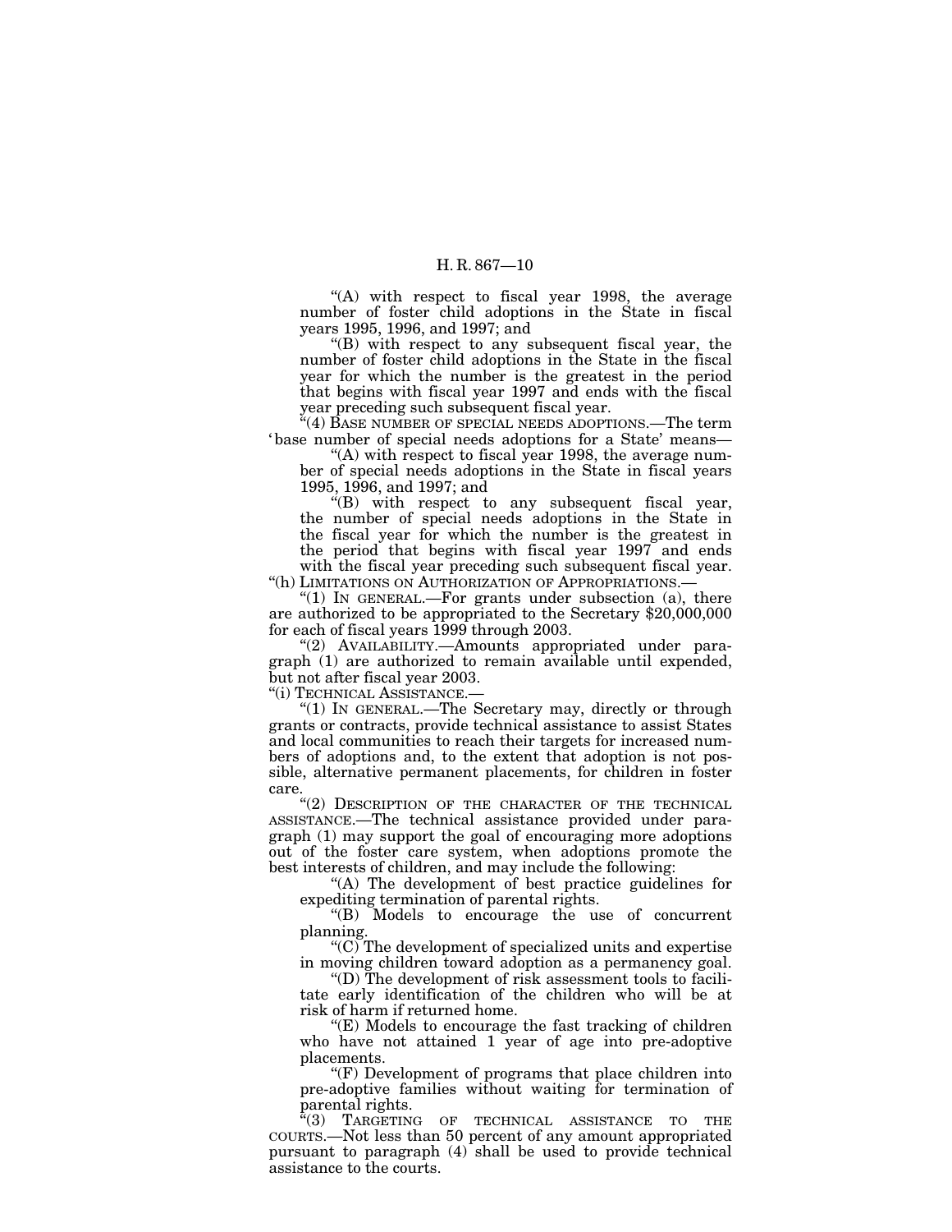"(A) with respect to fiscal year 1998, the average number of foster child adoptions in the State in fiscal years 1995, 1996, and 1997; and

"(B) with respect to any subsequent fiscal year, the number of foster child adoptions in the State in the fiscal year for which the number is the greatest in the period that begins with fiscal year 1997 and ends with the fiscal year preceding such subsequent fiscal year.

"(4) BASE NUMBER OF SPECIAL NEEDS ADOPTIONS.—The term 'base number of special needs adoptions for a State' means—

"(A) with respect to fiscal year 1998, the average number of special needs adoptions in the State in fiscal years 1995, 1996, and 1997; and

"(B) with respect to any subsequent fiscal year, the number of special needs adoptions in the State in the fiscal year for which the number is the greatest in the period that begins with fiscal year 1997 and ends with the fiscal year preceding such subsequent fiscal year.

"(h) LIMITATIONS ON AUTHORIZATION OF APPROPRIATIONS.—

"(1) IN GENERAL.—For grants under subsection (a), there are authorized to be appropriated to the Secretary $20,000,000 for each of fiscal years 1999 through 2003.

"(2) AVAILABILITY.—Amounts appropriated under paragraph (1) are authorized to remain available until expended, but not after fiscal year 2003.

"(i) TECHNICAL ASSISTANCE.—

"(1) IN GENERAL.—The Secretary may, directly or through grants or contracts, provide technical assistance to assist States and local communities to reach their targets for increased numbers of adoptions and, to the extent that adoption is not possible, alternative permanent placements, for children in foster care.

"(2) DESCRIPTION OF THE CHARACTER OF THE TECHNICAL ASSISTANCE.—The technical assistance provided under paragraph (1) may support the goal of encouraging more adoptions out of the foster care system, when adoptions promote the best interests of children, and may include the following:

"(A) The development of best practice guidelines for expediting termination of parental rights.

"(B) Models to encourage the use of concurrent planning.

"(C) The development of specialized units and expertise in moving children toward adoption as a permanency goal.

"(D) The development of risk assessment tools to facilitate early identification of the children who will be at risk of harm if returned home.

"(E) Models to encourage the fast tracking of children who have not attained 1 year of age into pre-adoptive placements.

"(F) Development of programs that place children into pre-adoptive families without waiting for termination of parental rights.

"(3) TARGETING OF TECHNICAL ASSISTANCE TO THE COURTS.—Not less than 50 percent of any amount appropriated pursuant to paragraph (4) shall be used to provide technical assistance to the courts.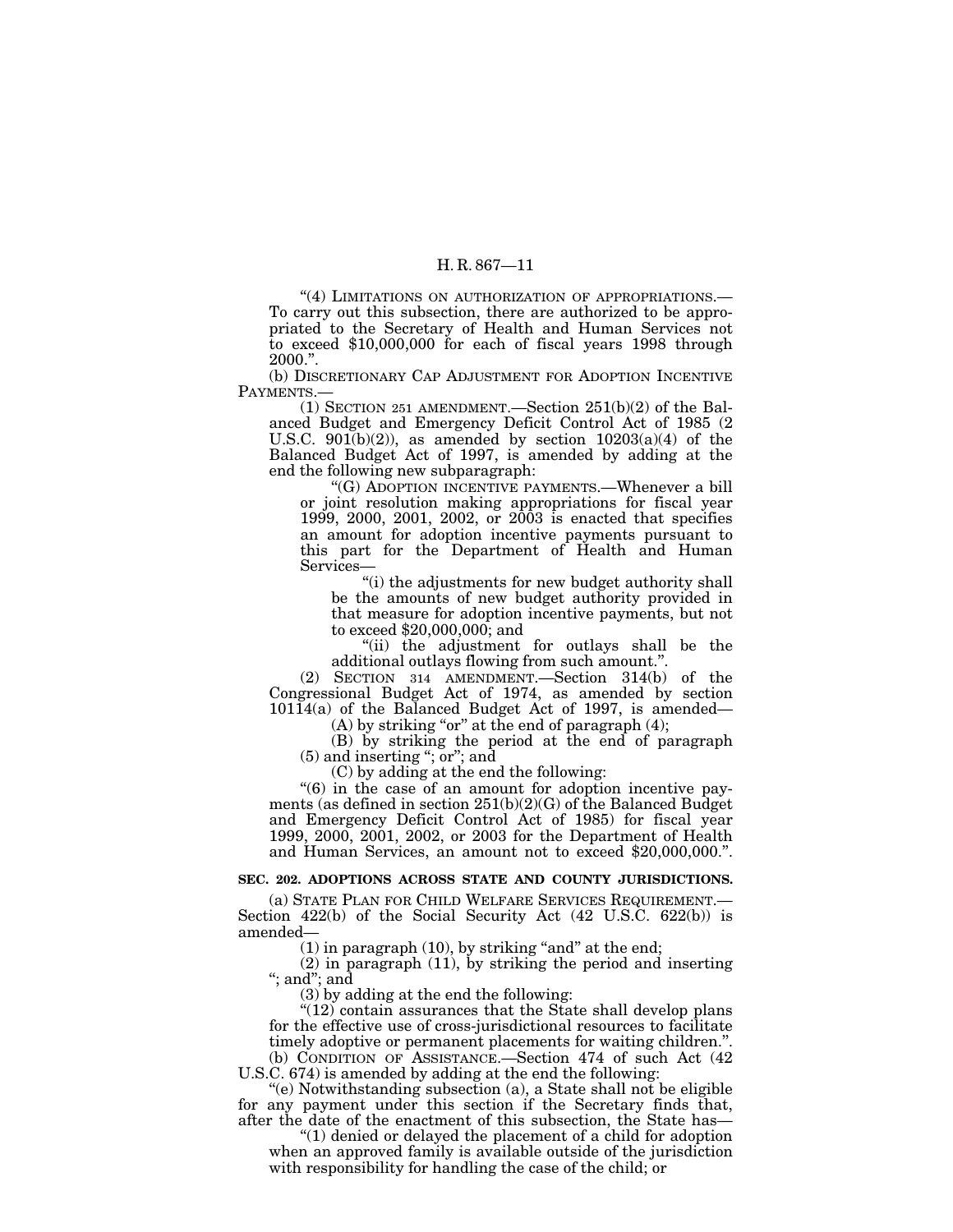"(4) LIMITATIONS ON AUTHORIZATION OF APPROPRIATIONS.—To carry out this subsection, there are authorized to be appropriated to the Secretary of Health and Human Services not to exceed $10,000,000 for each of fiscal years 1998 through 2000.".

(b) DISCRETIONARY CAP ADJUSTMENT FOR ADOPTION INCENTIVE PAYMENTS.—

(1) SECTION 251 AMENDMENT.—Section 251(b)(2) of the Balanced Budget and Emergency Deficit Control Act of 1985 (2 U.S.C. 901(b)(2)), as amended by section 10203(a)(4) of the Balanced Budget Act of 1997, is amended by adding at the end the following new subparagraph:

"(G) ADOPTION INCENTIVE PAYMENTS.—Whenever a bill or joint resolution making appropriations for fiscal year 1999, 2000, 2001, 2002, or 2003 is enacted that specifies an amount for adoption incentive payments pursuant to this part for the Department of Health and Human Services—

"(i) the adjustments for new budget authority shall be the amounts of new budget authority provided in that measure for adoption incentive payments, but not to exceed $20,000,000; and

"(ii) the adjustment for outlays shall be the additional outlays flowing from such amount.".

(2) SECTION 314 AMENDMENT.—Section 314(b) of the Congressional Budget Act of 1974, as amended by section 10114(a) of the Balanced Budget Act of 1997, is amended—

(A) by striking "or" at the end of paragraph (4);

(B) by striking the period at the end of paragraph (5) and inserting "; or"; and

(C) by adding at the end the following:

"(6) in the case of an amount for adoption incentive payments (as defined in section 251(b)(2)(G) of the Balanced Budget and Emergency Deficit Control Act of 1985) for fiscal year 1999, 2000, 2001, 2002, or 2003 for the Department of Health and Human Services, an amount not to exceed $20,000,000.".

**SEC. 202. ADOPTIONS ACROSS STATE AND COUNTY JURISDICTIONS.**

(a) STATE PLAN FOR CHILD WELFARE SERVICES REQUIREMENT.—Section 422(b) of the Social Security Act (42 U.S.C. 622(b)) is amended—

(1) in paragraph (10), by striking "and" at the end;

(2) in paragraph (11), by striking the period and inserting "; and"; and

(3) by adding at the end the following:

"(12) contain assurances that the State shall develop plans for the effective use of cross-jurisdictional resources to facilitate timely adoptive or permanent placements for waiting children.".

(b) CONDITION OF ASSISTANCE.—Section 474 of such Act (42 U.S.C. 674) is amended by adding at the end the following:

"(e) Notwithstanding subsection (a), a State shall not be eligible for any payment under this section if the Secretary finds that, after the date of the enactment of this subsection, the State has—

"(1) denied or delayed the placement of a child for adoption when an approved family is available outside of the jurisdiction with responsibility for handling the case of the child; or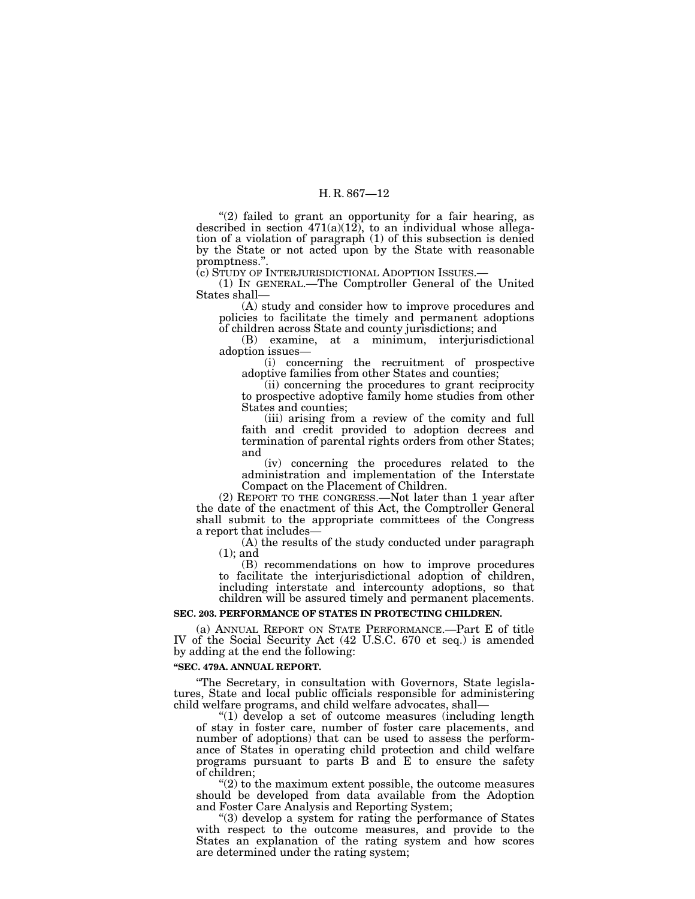"(2) failed to grant an opportunity for a fair hearing, as described in section 471(a)(12), to an individual whose allegation of a violation of paragraph (1) of this subsection is denied by the State or not acted upon by the State with reasonable promptness.".

(c) STUDY OF INTERJURISDICTIONAL ADOPTION ISSUES.—

(1) IN GENERAL.—The Comptroller General of the United States shall—

(A) study and consider how to improve procedures and policies to facilitate the timely and permanent adoptions of children across State and county jurisdictions; and

(B) examine, at a minimum, interjurisdictional adoption issues—

(i) concerning the recruitment of prospective adoptive families from other States and counties;

(ii) concerning the procedures to grant reciprocity to prospective adoptive family home studies from other States and counties;

(iii) arising from a review of the comity and full faith and credit provided to adoption decrees and termination of parental rights orders from other States; and

(iv) concerning the procedures related to the administration and implementation of the Interstate Compact on the Placement of Children.

(2) REPORT TO THE CONGRESS.—Not later than 1 year after the date of the enactment of this Act, the Comptroller General shall submit to the appropriate committees of the Congress a report that includes—

(A) the results of the study conducted under paragraph (1); and

(B) recommendations on how to improve procedures to facilitate the interjurisdictional adoption of children, including interstate and intercounty adoptions, so that children will be assured timely and permanent placements.

**SEC. 203. PERFORMANCE OF STATES IN PROTECTING CHILDREN.**

(a) ANNUAL REPORT ON STATE PERFORMANCE.—Part E of title IV of the Social Security Act (42 U.S.C. 670 et seq.) is amended by adding at the end the following:

**"SEC. 479A. ANNUAL REPORT.**

"The Secretary, in consultation with Governors, State legislatures, State and local public officials responsible for administering child welfare programs, and child welfare advocates, shall—

"(1) develop a set of outcome measures (including length of stay in foster care, number of foster care placements, and number of adoptions) that can be used to assess the performance of States in operating child protection and child welfare programs pursuant to parts B and E to ensure the safety of children;

"(2) to the maximum extent possible, the outcome measures should be developed from data available from the Adoption and Foster Care Analysis and Reporting System;

"(3) develop a system for rating the performance of States with respect to the outcome measures, and provide to the States an explanation of the rating system and how scores are determined under the rating system;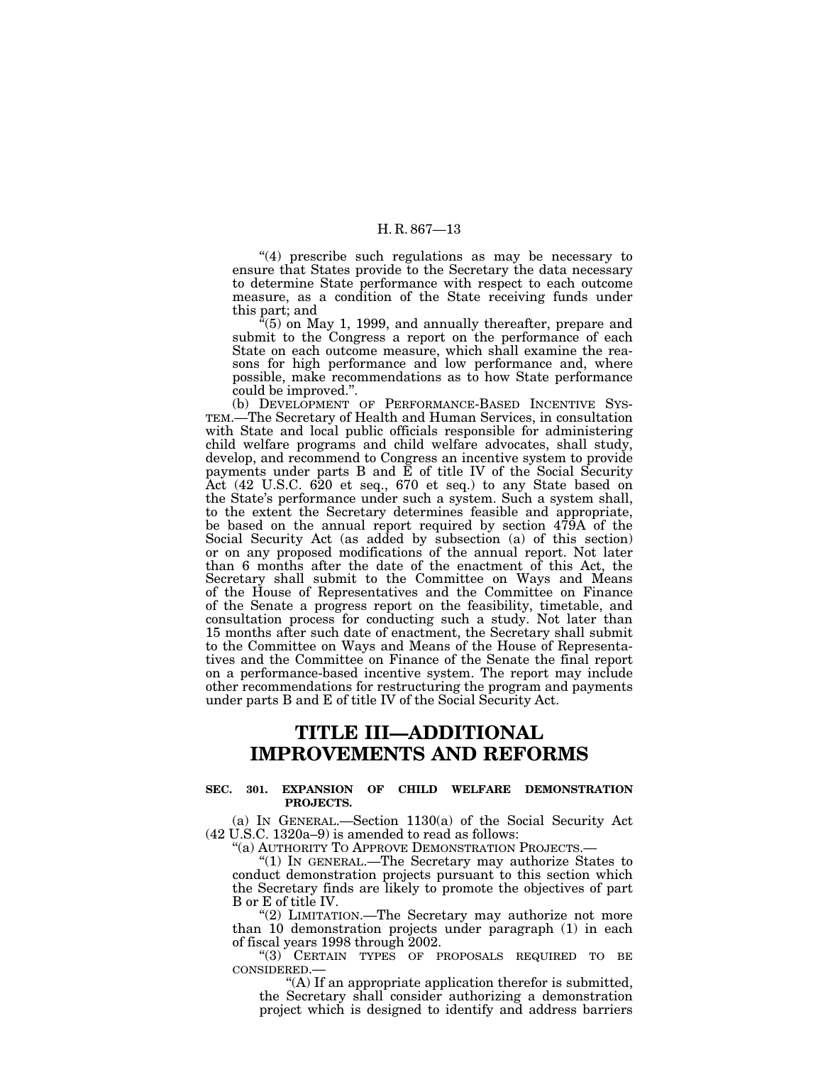"(4) prescribe such regulations as may be necessary to ensure that States provide to the Secretary the data necessary to determine State performance with respect to each outcome measure, as a condition of the State receiving funds under this part; and

"(5) on May 1, 1999, and annually thereafter, prepare and submit to the Congress a report on the performance of each State on each outcome measure, which shall examine the reasons for high performance and low performance and, where possible, make recommendations as to how State performance could be improved.".

(b) DEVELOPMENT OF PERFORMANCE-BASED INCENTIVE SYSTEM.—The Secretary of Health and Human Services, in consultation with State and local public officials responsible for administering child welfare programs and child welfare advocates, shall study, develop, and recommend to Congress an incentive system to provide payments under parts B and E of title IV of the Social Security Act (42 U.S.C. 620 et seq., 670 et seq.) to any State based on the State's performance under such a system. Such a system shall, to the extent the Secretary determines feasible and appropriate, be based on the annual report required by section 479A of the Social Security Act (as added by subsection (a) of this section) or on any proposed modifications of the annual report. Not later than 6 months after the date of the enactment of this Act, the Secretary shall submit to the Committee on Ways and Means of the House of Representatives and the Committee on Finance of the Senate a progress report on the feasibility, timetable, and consultation process for conducting such a study. Not later than 15 months after such date of enactment, the Secretary shall submit to the Committee on Ways and Means of the House of Representatives and the Committee on Finance of the Senate the final report on a performance-based incentive system. The report may include other recommendations for restructuring the program and payments under parts B and E of title IV of the Social Security Act.

# TITLE III—ADDITIONAL IMPROVEMENTS AND REFORMS

### SEC. 301. EXPANSION OF CHILD WELFARE DEMONSTRATION PROJECTS.

(a) IN GENERAL.—Section 1130(a) of the Social Security Act (42 U.S.C. 1320a–9) is amended to read as follows:

"(a) AUTHORITY TO APPROVE DEMONSTRATION PROJECTS.—

"(1) IN GENERAL.—The Secretary may authorize States to conduct demonstration projects pursuant to this section which the Secretary finds are likely to promote the objectives of part B or E of title IV.

"(2) LIMITATION.—The Secretary may authorize not more than 10 demonstration projects under paragraph (1) in each of fiscal years 1998 through 2002.

"(3) CERTAIN TYPES OF PROPOSALS REQUIRED TO BE CONSIDERED.—

"(A) If an appropriate application therefor is submitted, the Secretary shall consider authorizing a demonstration project which is designed to identify and address barriers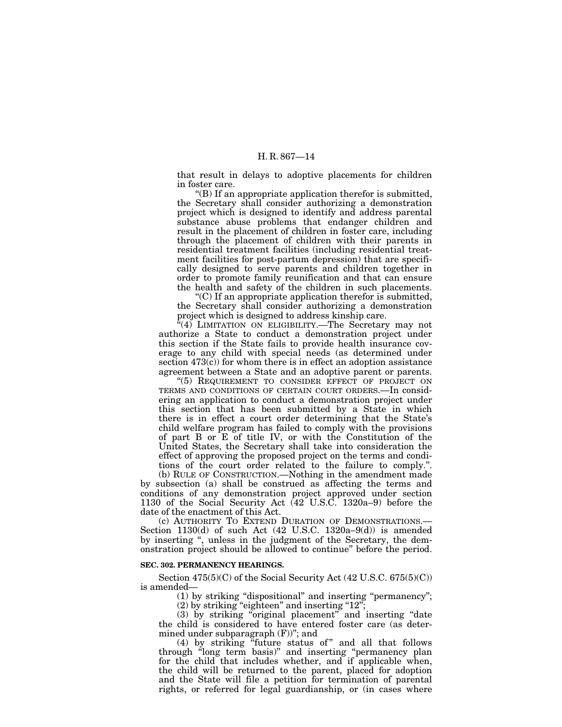that result in delays to adoptive placements for children in foster care.

"(B) If an appropriate application therefor is submitted, the Secretary shall consider authorizing a demonstration project which is designed to identify and address parental substance abuse problems that endanger children and result in the placement of children in foster care, including through the placement of children with their parents in residential treatment facilities (including residential treatment facilities for post-partum depression) that are specifically designed to serve parents and children together in order to promote family reunification and that can ensure the health and safety of the children in such placements.

"(C) If an appropriate application therefor is submitted, the Secretary shall consider authorizing a demonstration project which is designed to address kinship care.

"(4) LIMITATION ON ELIGIBILITY.—The Secretary may not authorize a State to conduct a demonstration project under this section if the State fails to provide health insurance coverage to any child with special needs (as determined under section 473(c)) for whom there is in effect an adoption assistance agreement between a State and an adoptive parent or parents.

"(5) REQUIREMENT TO CONSIDER EFFECT OF PROJECT ON TERMS AND CONDITIONS OF CERTAIN COURT ORDERS.—In considering an application to conduct a demonstration project under this section that has been submitted by a State in which there is in effect a court order determining that the State's child welfare program has failed to comply with the provisions of part B or E of title IV, or with the Constitution of the United States, the Secretary shall take into consideration the effect of approving the proposed project on the terms and conditions of the court order related to the failure to comply.".

(b) RULE OF CONSTRUCTION.—Nothing in the amendment made by subsection (a) shall be construed as affecting the terms and conditions of any demonstration project approved under section 1130 of the Social Security Act (42 U.S.C. 1320a–9) before the date of the enactment of this Act.

(c) AUTHORITY TO EXTEND DURATION OF DEMONSTRATIONS.—Section 1130(d) of such Act (42 U.S.C. 1320a–9(d)) is amended by inserting ", unless in the judgment of the Secretary, the demonstration project should be allowed to continue" before the period.

**SEC. 302. PERMANENCY HEARINGS.**

Section 475(5)(C) of the Social Security Act (42 U.S.C. 675(5)(C)) is amended—

(1) by striking "dispositional" and inserting "permanency";

(2) by striking "eighteen" and inserting "12";

(3) by striking "original placement" and inserting "date the child is considered to have entered foster care (as determined under subparagraph (F))"; and

(4) by striking "future status of" and all that follows through "long term basis)" and inserting "permanency plan for the child that includes whether, and if applicable when, the child will be returned to the parent, placed for adoption and the State will file a petition for termination of parental rights, or referred for legal guardianship, or (in cases where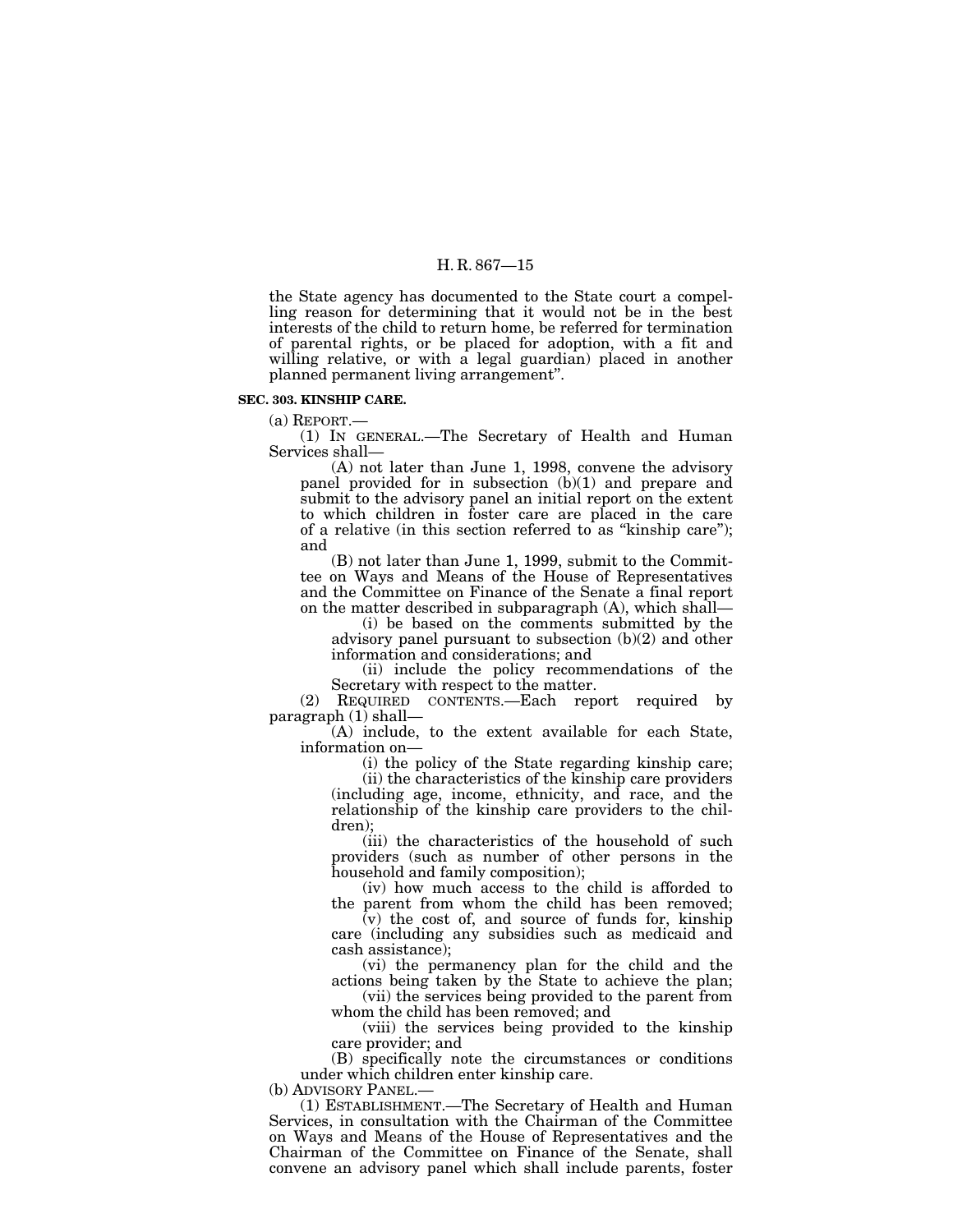the State agency has documented to the State court a compelling reason for determining that it would not be in the best interests of the child to return home, be referred for termination of parental rights, or be placed for adoption, with a fit and willing relative, or with a legal guardian) placed in another planned permanent living arrangement".

**SEC. 303. KINSHIP CARE.**

(a) REPORT.—

(1) IN GENERAL.—The Secretary of Health and Human Services shall—

(A) not later than June 1, 1998, convene the advisory panel provided for in subsection (b)(1) and prepare and submit to the advisory panel an initial report on the extent to which children in foster care are placed in the care of a relative (in this section referred to as "kinship care"); and

(B) not later than June 1, 1999, submit to the Committee on Ways and Means of the House of Representatives and the Committee on Finance of the Senate a final report on the matter described in subparagraph (A), which shall—

(i) be based on the comments submitted by the advisory panel pursuant to subsection (b)(2) and other information and considerations; and

(ii) include the policy recommendations of the Secretary with respect to the matter.

(2) REQUIRED CONTENTS.—Each report required by paragraph (1) shall—

(A) include, to the extent available for each State, information on—

(i) the policy of the State regarding kinship care;

(ii) the characteristics of the kinship care providers (including age, income, ethnicity, and race, and the relationship of the kinship care providers to the children);

(iii) the characteristics of the household of such providers (such as number of other persons in the household and family composition);

(iv) how much access to the child is afforded to the parent from whom the child has been removed;

(v) the cost of, and source of funds for, kinship care (including any subsidies such as medicaid and cash assistance);

(vi) the permanency plan for the child and the actions being taken by the State to achieve the plan;

(vii) the services being provided to the parent from whom the child has been removed; and

(viii) the services being provided to the kinship care provider; and

(B) specifically note the circumstances or conditions under which children enter kinship care.

(b) ADVISORY PANEL.—

(1) ESTABLISHMENT.—The Secretary of Health and Human Services, in consultation with the Chairman of the Committee on Ways and Means of the House of Representatives and the Chairman of the Committee on Finance of the Senate, shall convene an advisory panel which shall include parents, foster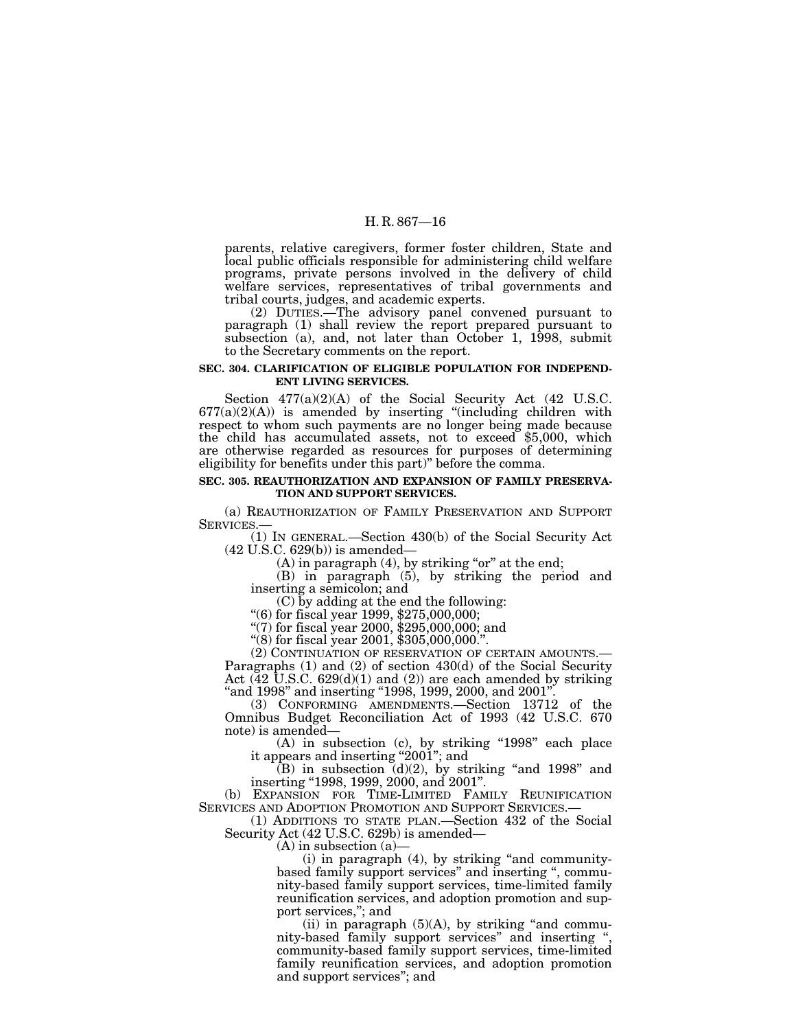parents, relative caregivers, former foster children, State and local public officials responsible for administering child welfare programs, private persons involved in the delivery of child welfare services, representatives of tribal governments and tribal courts, judges, and academic experts.

(2) DUTIES.—The advisory panel convened pursuant to paragraph (1) shall review the report prepared pursuant to subsection (a), and, not later than October 1, 1998, submit to the Secretary comments on the report.

**SEC. 304. CLARIFICATION OF ELIGIBLE POPULATION FOR INDEPENDENT LIVING SERVICES.**

Section 477(a)(2)(A) of the Social Security Act (42 U.S.C. 677(a)(2)(A)) is amended by inserting "(including children with respect to whom such payments are no longer being made because the child has accumulated assets, not to exceed $5,000, which are otherwise regarded as resources for purposes of determining eligibility for benefits under this part)" before the comma.

**SEC. 305. REAUTHORIZATION AND EXPANSION OF FAMILY PRESERVATION AND SUPPORT SERVICES.**

(a) REAUTHORIZATION OF FAMILY PRESERVATION AND SUPPORT SERVICES.—

(1) IN GENERAL.—Section 430(b) of the Social Security Act (42 U.S.C. 629(b)) is amended—

(A) in paragraph (4), by striking "or" at the end;

(B) in paragraph (5), by striking the period and inserting a semicolon; and

(C) by adding at the end the following:

"(6) for fiscal year 1999, $275,000,000;

"(7) for fiscal year 2000, $295,000,000; and

"(8) for fiscal year 2001, $305,000,000.".

(2) CONTINUATION OF RESERVATION OF CERTAIN AMOUNTS.—Paragraphs (1) and (2) of section 430(d) of the Social Security Act (42 U.S.C. 629(d)(1) and (2)) are each amended by striking "and 1998" and inserting "1998, 1999, 2000, and 2001".

(3) CONFORMING AMENDMENTS.—Section 13712 of the Omnibus Budget Reconciliation Act of 1993 (42 U.S.C. 670 note) is amended—

(A) in subsection (c), by striking "1998" each place it appears and inserting "2001"; and

(B) in subsection (d)(2), by striking "and 1998" and inserting "1998, 1999, 2000, and 2001".

(b) EXPANSION FOR TIME-LIMITED FAMILY REUNIFICATION SERVICES AND ADOPTION PROMOTION AND SUPPORT SERVICES.—

(1) ADDITIONS TO STATE PLAN.—Section 432 of the Social Security Act (42 U.S.C. 629b) is amended—

(A) in subsection (a)—

(i) in paragraph (4), by striking "and community-based family support services" and inserting ", community-based family support services, time-limited family reunification services, and adoption promotion and support services,"; and

(ii) in paragraph (5)(A), by striking "and community-based family support services" and inserting ", community-based family support services, time-limited family reunification services, and adoption promotion and support services"; and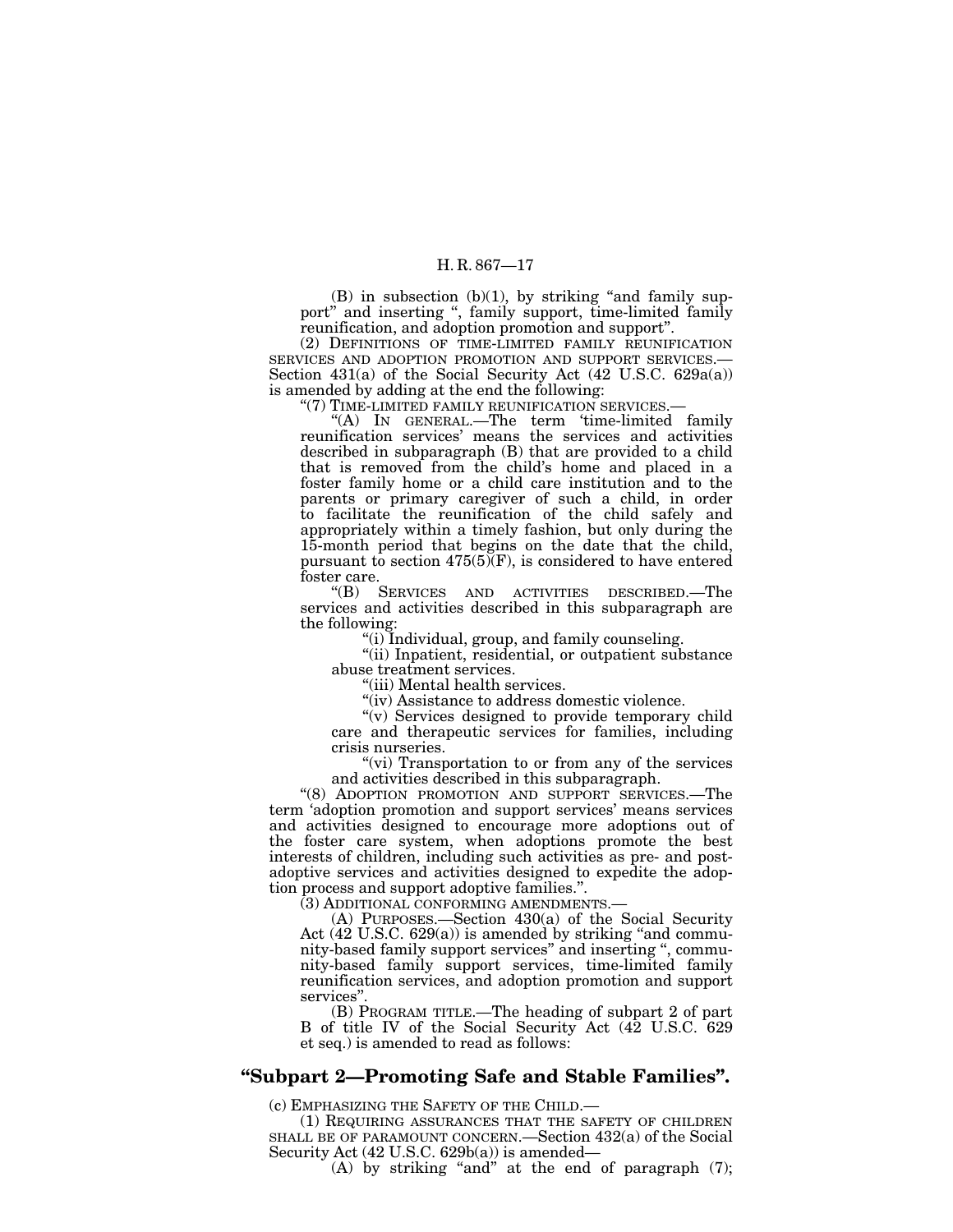(B) in subsection (b)(1), by striking "and family support" and inserting ", family support, time-limited family reunification, and adoption promotion and support".

(2) DEFINITIONS OF TIME-LIMITED FAMILY REUNIFICATION SERVICES AND ADOPTION PROMOTION AND SUPPORT SERVICES.—Section 431(a) of the Social Security Act (42 U.S.C. 629a(a)) is amended by adding at the end the following:

"(7) TIME-LIMITED FAMILY REUNIFICATION SERVICES.—

"(A) IN GENERAL.—The term 'time-limited family reunification services' means the services and activities described in subparagraph (B) that are provided to a child that is removed from the child's home and placed in a foster family home or a child care institution and to the parents or primary caregiver of such a child, in order to facilitate the reunification of the child safely and appropriately within a timely fashion, but only during the 15-month period that begins on the date that the child, pursuant to section 475(5)(F), is considered to have entered foster care.

"(B) SERVICES AND ACTIVITIES DESCRIBED.—The services and activities described in this subparagraph are the following:

"(i) Individual, group, and family counseling.

"(ii) Inpatient, residential, or outpatient substance abuse treatment services.

"(iii) Mental health services.

"(iv) Assistance to address domestic violence.

"(v) Services designed to provide temporary child care and therapeutic services for families, including crisis nurseries.

"(vi) Transportation to or from any of the services and activities described in this subparagraph.

"(8) ADOPTION PROMOTION AND SUPPORT SERVICES.—The term 'adoption promotion and support services' means services and activities designed to encourage more adoptions out of the foster care system, when adoptions promote the best interests of children, including such activities as pre- and post-adoptive services and activities designed to expedite the adoption process and support adoptive families.".

(3) ADDITIONAL CONFORMING AMENDMENTS.—

(A) PURPOSES.—Section 430(a) of the Social Security Act (42 U.S.C. 629(a)) is amended by striking "and community-based family support services" and inserting ", community-based family support services, time-limited family reunification services, and adoption promotion and support services".

(B) PROGRAM TITLE.—The heading of subpart 2 of part B of title IV of the Social Security Act (42 U.S.C. 629 et seq.) is amended to read as follows:

## "Subpart 2—Promoting Safe and Stable Families".

(c) EMPHASIZING THE SAFETY OF THE CHILD.—

(1) REQUIRING ASSURANCES THAT THE SAFETY OF CHILDREN SHALL BE OF PARAMOUNT CONCERN.—Section 432(a) of the Social Security Act (42 U.S.C. 629b(a)) is amended—

(A) by striking "and" at the end of paragraph (7);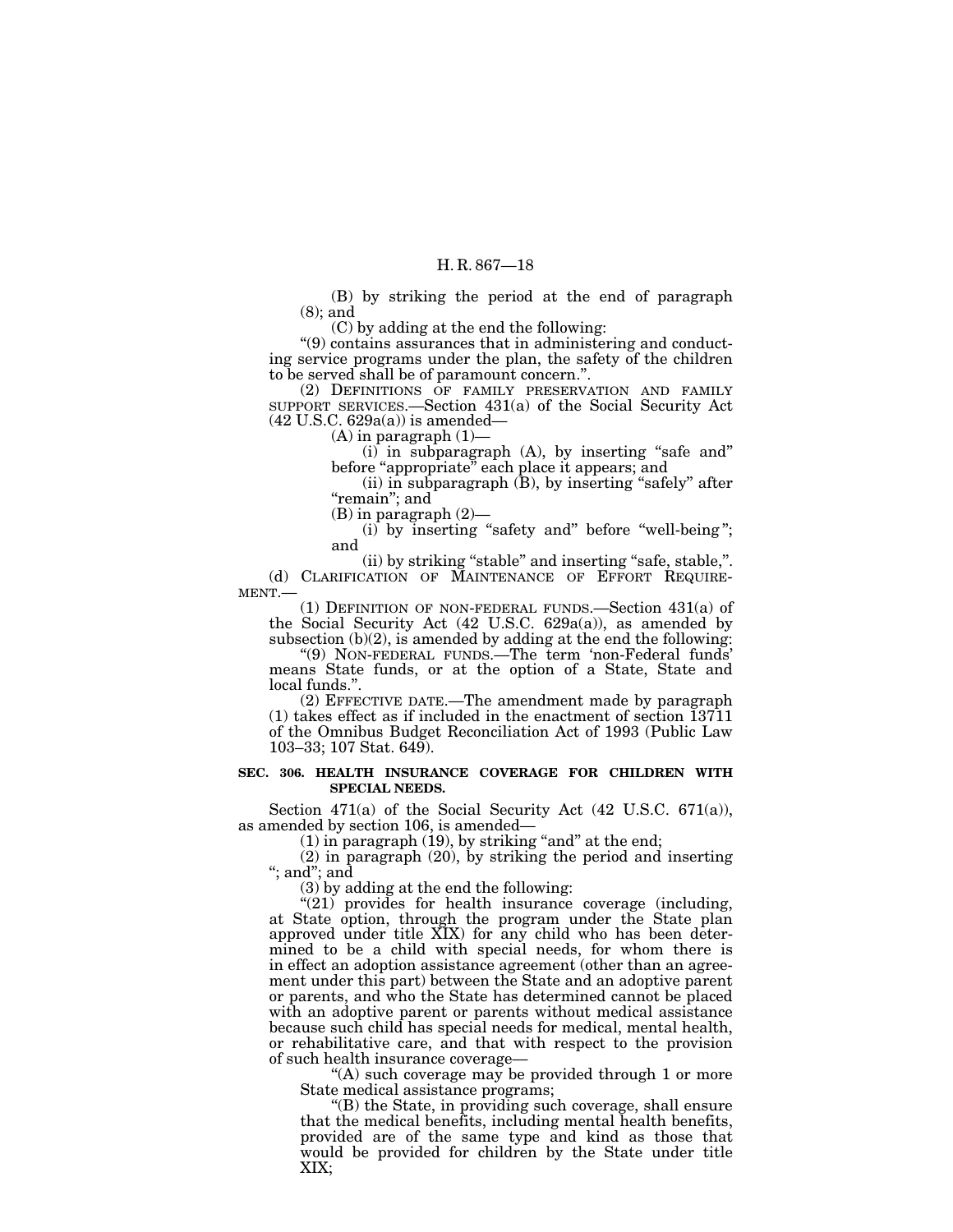(B) by striking the period at the end of paragraph (8); and

(C) by adding at the end the following:

"(9) contains assurances that in administering and conducting service programs under the plan, the safety of the children to be served shall be of paramount concern.".

(2) DEFINITIONS OF FAMILY PRESERVATION AND FAMILY SUPPORT SERVICES.—Section 431(a) of the Social Security Act (42 U.S.C. 629a(a)) is amended—

(A) in paragraph (1)—

(i) in subparagraph (A), by inserting "safe and" before "appropriate" each place it appears; and

(ii) in subparagraph (B), by inserting "safely" after "remain"; and

(B) in paragraph (2)—

(i) by inserting "safety and" before "well-being"; and

(ii) by striking "stable" and inserting "safe, stable,".

(d) CLARIFICATION OF MAINTENANCE OF EFFORT REQUIREMENT.—

(1) DEFINITION OF NON-FEDERAL FUNDS.—Section 431(a) of the Social Security Act (42 U.S.C. 629a(a)), as amended by subsection (b)(2), is amended by adding at the end the following:

"(9) NON-FEDERAL FUNDS.—The term 'non-Federal funds' means State funds, or at the option of a State, State and local funds.".

(2) EFFECTIVE DATE.—The amendment made by paragraph (1) takes effect as if included in the enactment of section 13711 of the Omnibus Budget Reconciliation Act of 1993 (Public Law 103–33; 107 Stat. 649).

**SEC. 306. HEALTH INSURANCE COVERAGE FOR CHILDREN WITH SPECIAL NEEDS.**

Section 471(a) of the Social Security Act (42 U.S.C. 671(a)), as amended by section 106, is amended—

(1) in paragraph (19), by striking "and" at the end;

(2) in paragraph (20), by striking the period and inserting "; and"; and

(3) by adding at the end the following:

"(21) provides for health insurance coverage (including, at State option, through the program under the State plan approved under title XIX) for any child who has been determined to be a child with special needs, for whom there is in effect an adoption assistance agreement (other than an agreement under this part) between the State and an adoptive parent or parents, and who the State has determined cannot be placed with an adoptive parent or parents without medical assistance because such child has special needs for medical, mental health, or rehabilitative care, and that with respect to the provision of such health insurance coverage—

"(A) such coverage may be provided through 1 or more State medical assistance programs;

"(B) the State, in providing such coverage, shall ensure that the medical benefits, including mental health benefits, provided are of the same type and kind as those that would be provided for children by the State under title XIX;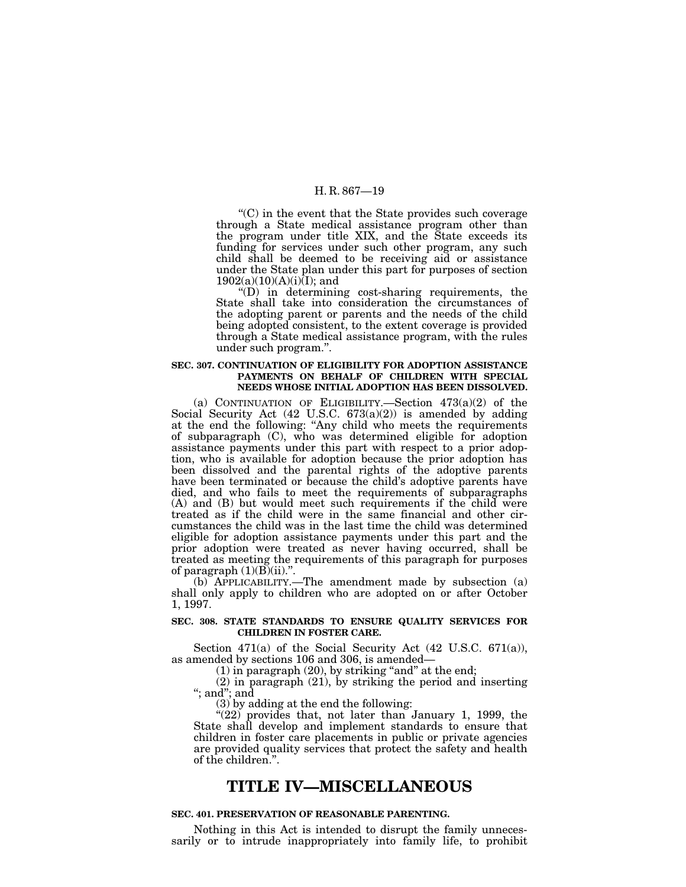"(C) in the event that the State provides such coverage through a State medical assistance program other than the program under title XIX, and the State exceeds its funding for services under such other program, any such child shall be deemed to be receiving aid or assistance under the State plan under this part for purposes of section 1902(a)(10)(A)(i)(I); and

"(D) in determining cost-sharing requirements, the State shall take into consideration the circumstances of the adopting parent or parents and the needs of the child being adopted consistent, to the extent coverage is provided through a State medical assistance program, with the rules under such program.".

### SEC. 307. CONTINUATION OF ELIGIBILITY FOR ADOPTION ASSISTANCE PAYMENTS ON BEHALF OF CHILDREN WITH SPECIAL NEEDS WHOSE INITIAL ADOPTION HAS BEEN DISSOLVED.

(a) CONTINUATION OF ELIGIBILITY.—Section 473(a)(2) of the Social Security Act (42 U.S.C. 673(a)(2)) is amended by adding at the end the following: "Any child who meets the requirements of subparagraph (C), who was determined eligible for adoption assistance payments under this part with respect to a prior adoption, who is available for adoption because the prior adoption has been dissolved and the parental rights of the adoptive parents have been terminated or because the child's adoptive parents have died, and who fails to meet the requirements of subparagraphs (A) and (B) but would meet such requirements if the child were treated as if the child were in the same financial and other circumstances the child was in the last time the child was determined eligible for adoption assistance payments under this part and the prior adoption were treated as never having occurred, shall be treated as meeting the requirements of this paragraph for purposes of paragraph (1)(B)(ii).".

(b) APPLICABILITY.—The amendment made by subsection (a) shall only apply to children who are adopted on or after October 1, 1997.

### SEC. 308. STATE STANDARDS TO ENSURE QUALITY SERVICES FOR CHILDREN IN FOSTER CARE.

Section 471(a) of the Social Security Act (42 U.S.C. 671(a)), as amended by sections 106 and 306, is amended—

(1) in paragraph (20), by striking "and" at the end;

(2) in paragraph (21), by striking the period and inserting "; and"; and

(3) by adding at the end the following:

"(22) provides that, not later than January 1, 1999, the State shall develop and implement standards to ensure that children in foster care placements in public or private agencies are provided quality services that protect the safety and health of the children.".

# TITLE IV—MISCELLANEOUS

### SEC. 401. PRESERVATION OF REASONABLE PARENTING.

Nothing in this Act is intended to disrupt the family unnecessarily or to intrude inappropriately into family life, to prohibit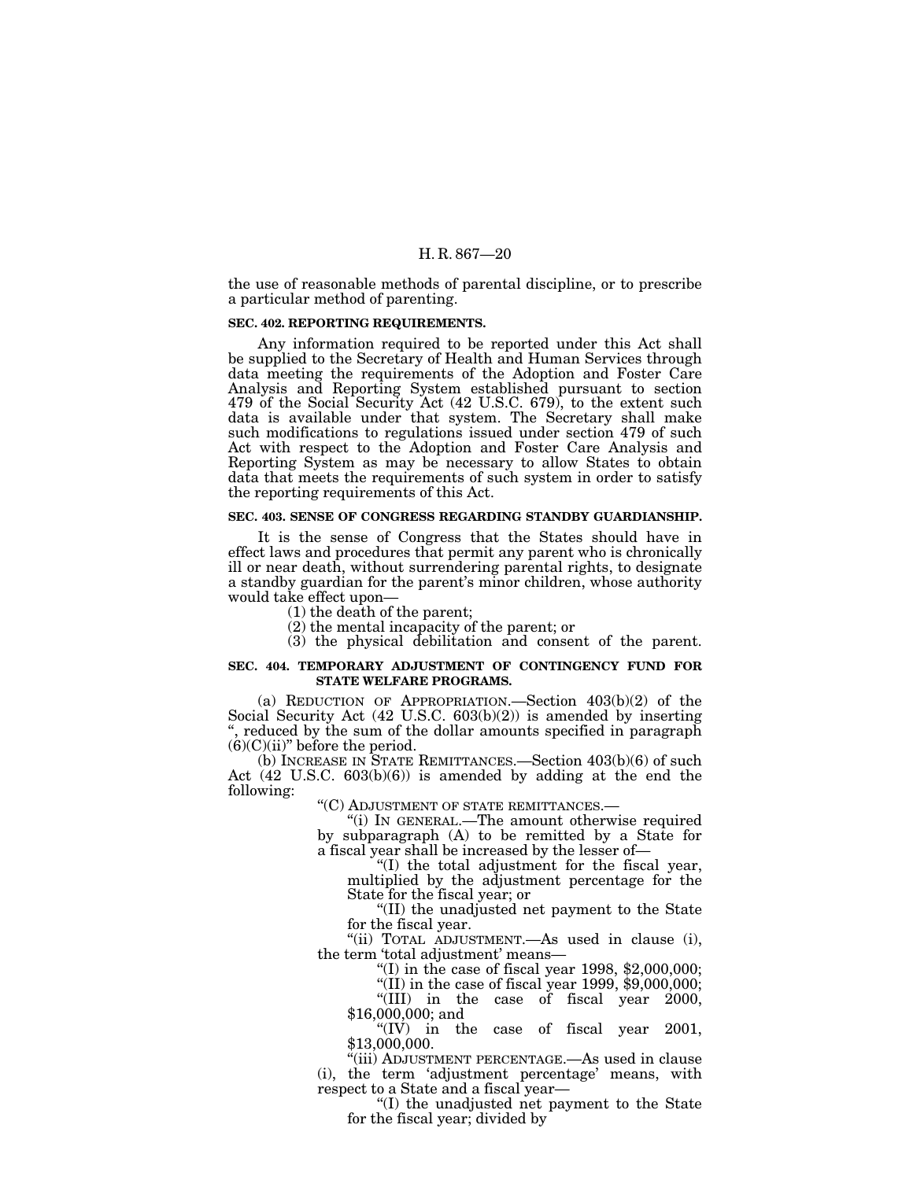the use of reasonable methods of parental discipline, or to prescribe a particular method of parenting.

### SEC. 402. REPORTING REQUIREMENTS.

Any information required to be reported under this Act shall be supplied to the Secretary of Health and Human Services through data meeting the requirements of the Adoption and Foster Care Analysis and Reporting System established pursuant to section 479 of the Social Security Act (42 U.S.C. 679), to the extent such data is available under that system. The Secretary shall make such modifications to regulations issued under section 479 of such Act with respect to the Adoption and Foster Care Analysis and Reporting System as may be necessary to allow States to obtain data that meets the requirements of such system in order to satisfy the reporting requirements of this Act.

### SEC. 403. SENSE OF CONGRESS REGARDING STANDBY GUARDIANSHIP.

It is the sense of Congress that the States should have in effect laws and procedures that permit any parent who is chronically ill or near death, without surrendering parental rights, to designate a standby guardian for the parent's minor children, whose authority would take effect upon—

(1) the death of the parent;

(2) the mental incapacity of the parent; or

(3) the physical debilitation and consent of the parent.

### SEC. 404. TEMPORARY ADJUSTMENT OF CONTINGENCY FUND FOR STATE WELFARE PROGRAMS.

(a) REDUCTION OF APPROPRIATION.—Section 403(b)(2) of the Social Security Act (42 U.S.C. 603(b)(2)) is amended by inserting ", reduced by the sum of the dollar amounts specified in paragraph (6)(C)(ii)" before the period.

(b) INCREASE IN STATE REMITTANCES.—Section 403(b)(6) of such Act (42 U.S.C. 603(b)(6)) is amended by adding at the end the following:

"(C) ADJUSTMENT OF STATE REMITTANCES.—

"(i) IN GENERAL.—The amount otherwise required by subparagraph (A) to be remitted by a State for a fiscal year shall be increased by the lesser of—

"(I) the total adjustment for the fiscal year, multiplied by the adjustment percentage for the State for the fiscal year; or

"(II) the unadjusted net payment to the State for the fiscal year.

"(ii) TOTAL ADJUSTMENT.—As used in clause (i), the term 'total adjustment' means—

"(I) in the case of fiscal year 1998, $2,000,000;

"(II) in the case of fiscal year 1999, $9,000,000;

"(III) in the case of fiscal year 2000, $16,000,000; and

"(IV) in the case of fiscal year 2001, $13,000,000.

"(iii) ADJUSTMENT PERCENTAGE.—As used in clause (i), the term 'adjustment percentage' means, with respect to a State and a fiscal year—

"(I) the unadjusted net payment to the State for the fiscal year; divided by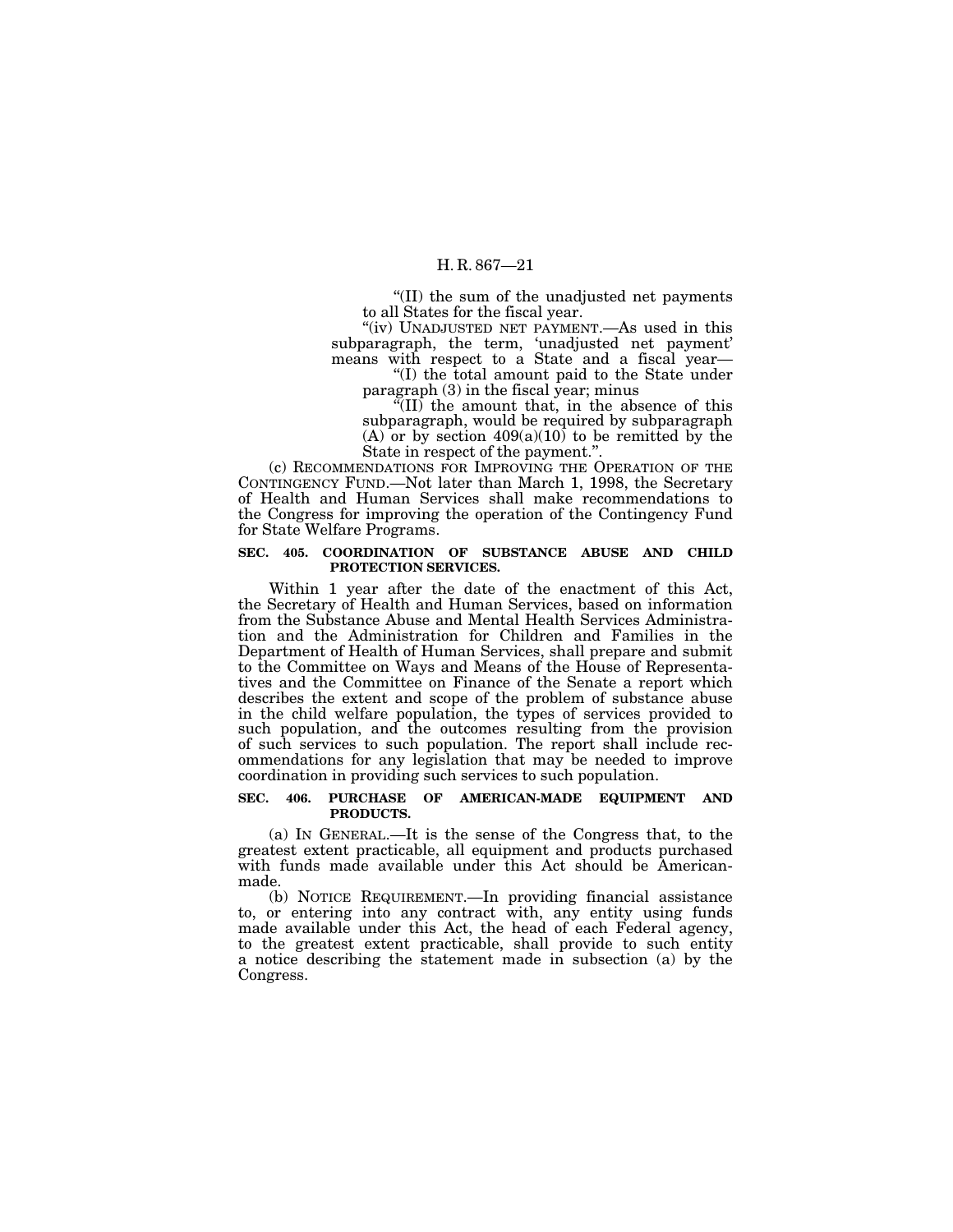"(II) the sum of the unadjusted net payments to all States for the fiscal year.

"(iv) UNADJUSTED NET PAYMENT.—As used in this subparagraph, the term, 'unadjusted net payment' means with respect to a State and a fiscal year—

"(I) the total amount paid to the State under paragraph (3) in the fiscal year; minus

"(II) the amount that, in the absence of this subparagraph, would be required by subparagraph (A) or by section 409(a)(10) to be remitted by the State in respect of the payment.".

(c) RECOMMENDATIONS FOR IMPROVING THE OPERATION OF THE CONTINGENCY FUND.—Not later than March 1, 1998, the Secretary of Health and Human Services shall make recommendations to the Congress for improving the operation of the Contingency Fund for State Welfare Programs.

**SEC. 405. COORDINATION OF SUBSTANCE ABUSE AND CHILD PROTECTION SERVICES.**

Within 1 year after the date of the enactment of this Act, the Secretary of Health and Human Services, based on information from the Substance Abuse and Mental Health Services Administration and the Administration for Children and Families in the Department of Health of Human Services, shall prepare and submit to the Committee on Ways and Means of the House of Representatives and the Committee on Finance of the Senate a report which describes the extent and scope of the problem of substance abuse in the child welfare population, the types of services provided to such population, and the outcomes resulting from the provision of such services to such population. The report shall include recommendations for any legislation that may be needed to improve coordination in providing such services to such population.

**SEC. 406. PURCHASE OF AMERICAN-MADE EQUIPMENT AND PRODUCTS.**

(a) IN GENERAL.—It is the sense of the Congress that, to the greatest extent practicable, all equipment and products purchased with funds made available under this Act should be American-made.

(b) NOTICE REQUIREMENT.—In providing financial assistance to, or entering into any contract with, any entity using funds made available under this Act, the head of each Federal agency, to the greatest extent practicable, shall provide to such entity a notice describing the statement made in subsection (a) by the Congress.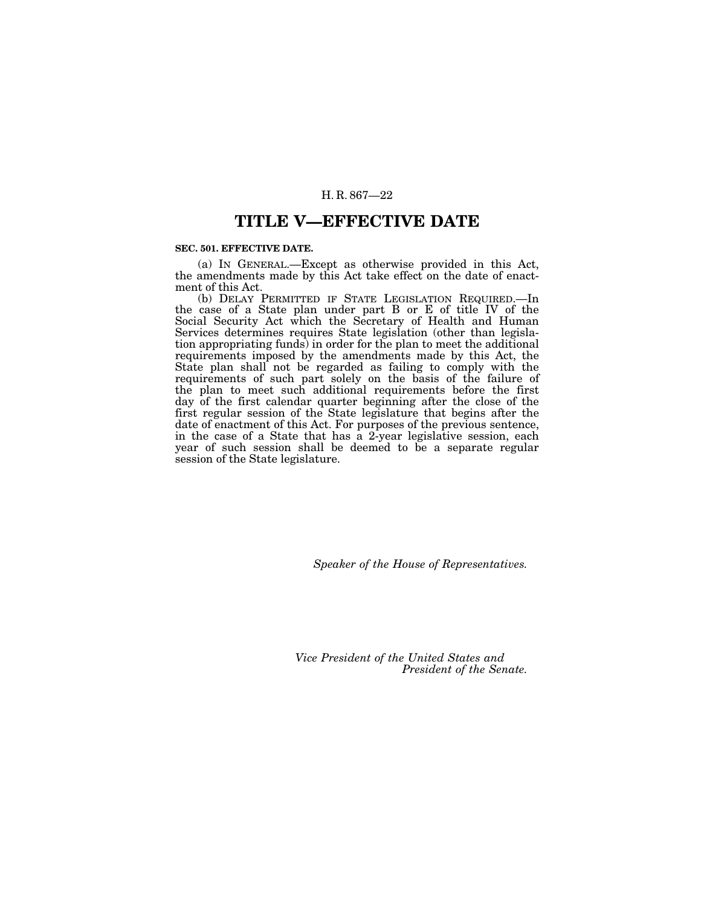# TITLE V—EFFECTIVE DATE

**SEC. 501. EFFECTIVE DATE.**

(a) IN GENERAL.—Except as otherwise provided in this Act, the amendments made by this Act take effect on the date of enactment of this Act.

(b) DELAY PERMITTED IF STATE LEGISLATION REQUIRED.—In the case of a State plan under part B or E of title IV of the Social Security Act which the Secretary of Health and Human Services determines requires State legislation (other than legislation appropriating funds) in order for the plan to meet the additional requirements imposed by the amendments made by this Act, the State plan shall not be regarded as failing to comply with the requirements of such part solely on the basis of the failure of the plan to meet such additional requirements before the first day of the first calendar quarter beginning after the close of the first regular session of the State legislature that begins after the date of enactment of this Act. For purposes of the previous sentence, in the case of a State that has a 2-year legislative session, each year of such session shall be deemed to be a separate regular session of the State legislature.

*Speaker of the House of Representatives.*

*Vice President of the United States and President of the Senate.*